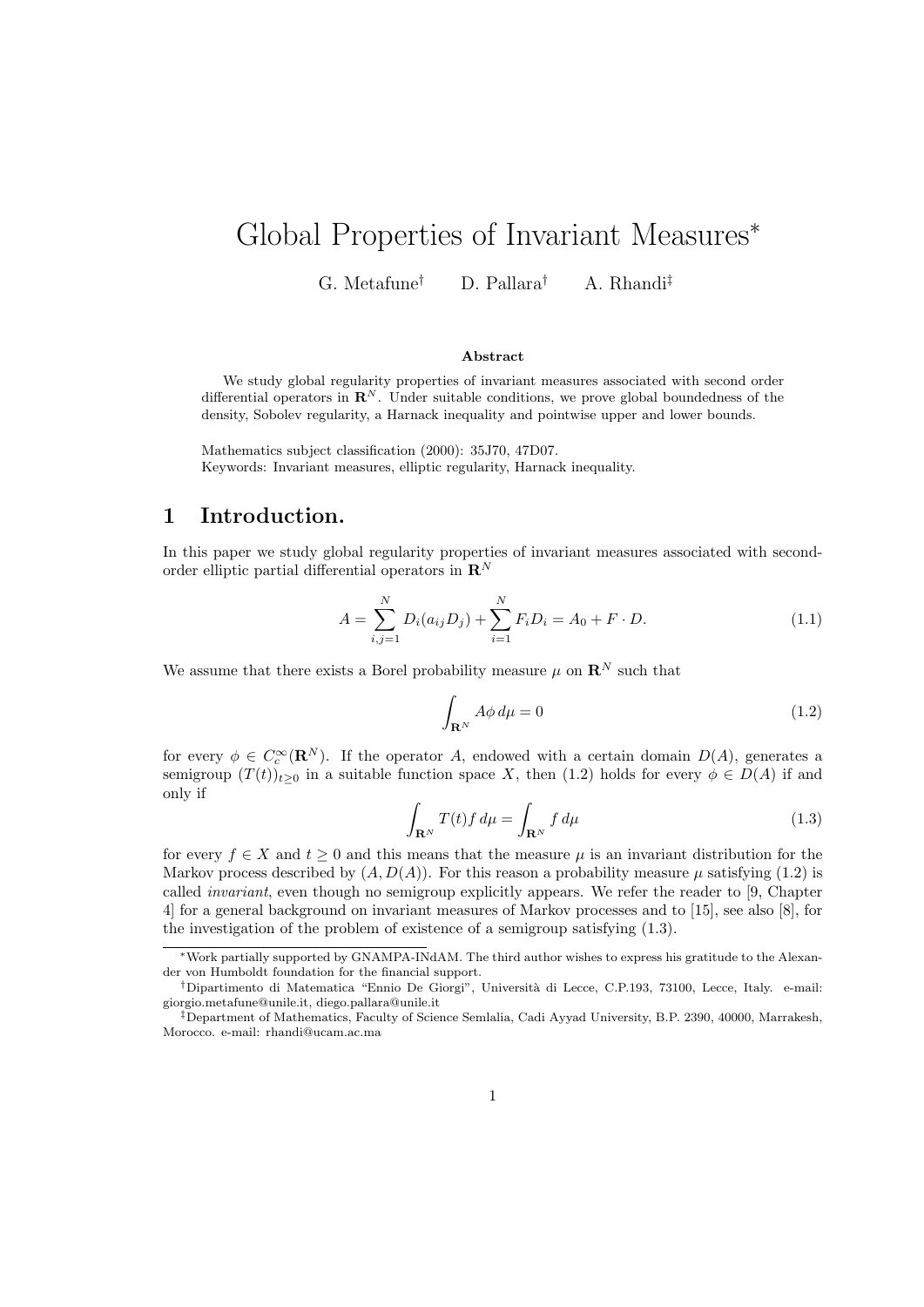# Global Properties of Invariant Measures*

G. Metafune[†] D. Pallara[†] A. Rhandi[‡]

**Abstract**

We study global regularity properties of invariant measures associated with second order differential operators in $\mathbf{R}^N$. Under suitable conditions, we prove global boundedness of the density, Sobolev regularity, a Harnack inequality and pointwise upper and lower bounds.

Mathematics subject classification (2000): 35J70, 47D07.
Keywords: Invariant measures, elliptic regularity, Harnack inequality.

## 1 Introduction.

In this paper we study global regularity properties of invariant measures associated with second-order elliptic partial differential operators in $\mathbf{R}^N$

$$A = \sum_{i,j=1}^{N} D_i(a_{ij}D_j) + \sum_{i=1}^{N} F_i D_i = A_0 + F \cdot D. \tag{1.1}$$

We assume that there exists a Borel probability measure $\mu$ on $\mathbf{R}^N$ such that

$$\int_{\mathbf{R}^N} A\phi \, d\mu = 0 \tag{1.2}$$

for every $\phi \in C_c^\infty(\mathbf{R}^N)$. If the operator $A$, endowed with a certain domain $D(A)$, generates a semigroup $(T(t))_{t \geq 0}$ in a suitable function space $X$, then (1.2) holds for every $\phi \in D(A)$ if and only if

$$\int_{\mathbf{R}^N} T(t)f \, d\mu = \int_{\mathbf{R}^N} f \, d\mu \tag{1.3}$$

for every $f \in X$ and $t \geq 0$ and this means that the measure $\mu$ is an invariant distribution for the Markov process described by $(A, D(A))$. For this reason a probability measure $\mu$ satisfying (1.2) is called *invariant*, even though no semigroup explicitly appears. We refer the reader to [9, Chapter 4] for a general background on invariant measures of Markov processes and to [15], see also [8], for the investigation of the problem of existence of a semigroup satisfying (1.3).

*Work partially supported by GNAMPA-INdAM. The third author wishes to express his gratitude to the Alexander von Humboldt foundation for the financial support.

[†]Dipartimento di Matematica "Ennio De Giorgi", Università di Lecce, C.P.193, 73100, Lecce, Italy. e-mail: giorgio.metafune@unile.it, diego.pallara@unile.it

[‡]Department of Mathematics, Faculty of Science Semlalia, Cadi Ayyad University, B.P. 2390, 40000, Marrakesh, Morocco. e-mail: rhandi@ucam.ac.ma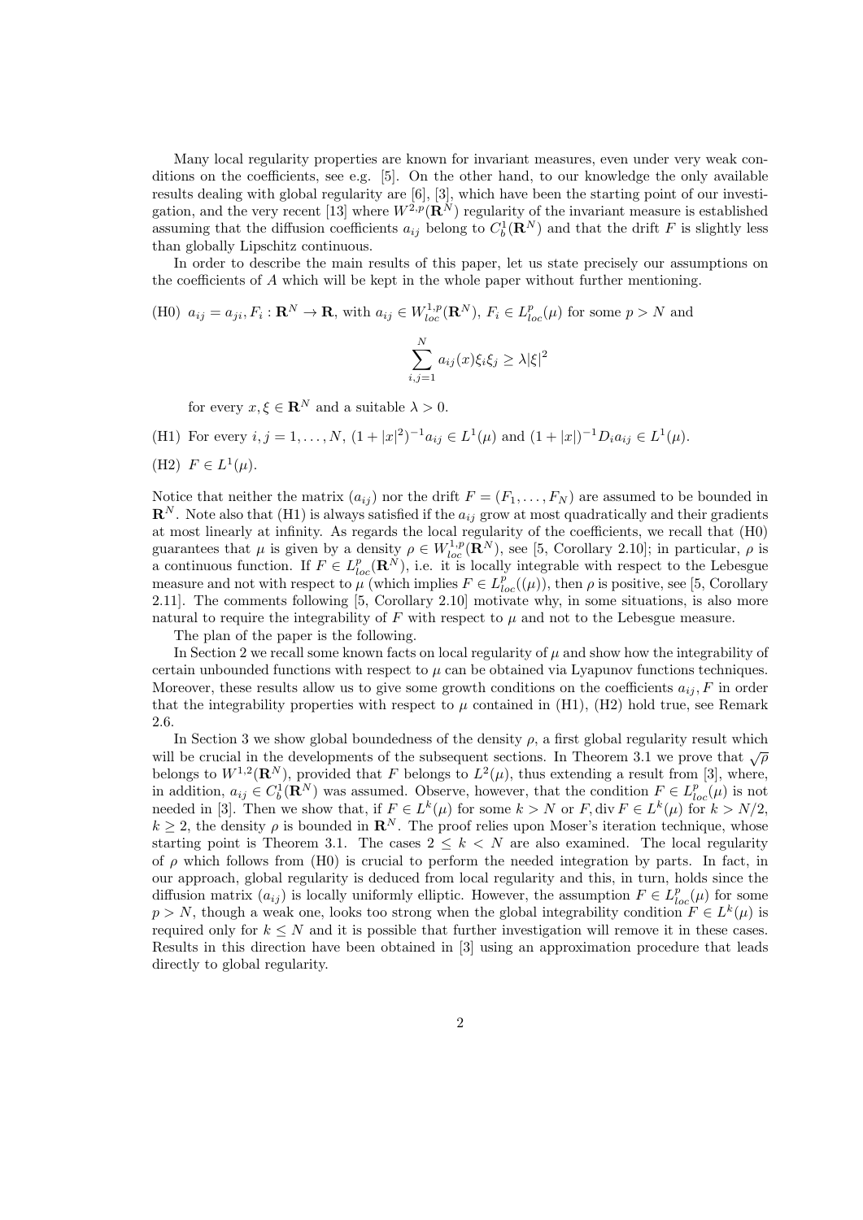Many local regularity properties are known for invariant measures, even under very weak conditions on the coefficients, see e.g. [5]. On the other hand, to our knowledge the only available results dealing with global regularity are [6], [3], which have been the starting point of our investigation, and the very recent [13] where $W^{2,p}(\mathbf{R}^N)$ regularity of the invariant measure is established assuming that the diffusion coefficients $a_{ij}$ belong to $C^1_b(\mathbf{R}^N)$ and that the drift $F$ is slightly less than globally Lipschitz continuous.

In order to describe the main results of this paper, let us state precisely our assumptions on the coefficients of $A$ which will be kept in the whole paper without further mentioning.

(H0) $a_{ij} = a_{ji}, F_i : \mathbf{R}^N \to \mathbf{R}$, with $a_{ij} \in W^{1,p}_{loc}(\mathbf{R}^N)$, $F_i \in L^p_{loc}(\mu)$ for some $p > N$ and

$$\sum_{i,j=1}^N a_{ij}(x)\xi_i\xi_j \geq \lambda|\xi|^2$$

for every $x, \xi \in \mathbf{R}^N$ and a suitable $\lambda > 0$.

(H1) For every $i, j = 1, \dots, N$, $(1+|x|^2)^{-1}a_{ij} \in L^1(\mu)$ and $(1+|x|)^{-1}D_i a_{ij} \in L^1(\mu)$.

(H2) $F \in L^1(\mu)$.

Notice that neither the matrix $(a_{ij})$ nor the drift $F = (F_1, \dots, F_N)$ are assumed to be bounded in $\mathbf{R}^N$. Note also that (H1) is always satisfied if the $a_{ij}$ grow at most quadratically and their gradients at most linearly at infinity. As regards the local regularity of the coefficients, we recall that (H0) guarantees that $\mu$ is given by a density $\rho \in W^{1,p}_{loc}(\mathbf{R}^N)$, see [5, Corollary 2.10]; in particular, $\rho$ is a continuous function. If $F \in L^p_{loc}(\mathbf{R}^N)$, i.e. it is locally integrable with respect to the Lebesgue measure and not with respect to $\mu$ (which implies $F \in L^p_{loc}((\mu))$, then $\rho$ is positive, see [5, Corollary 2.11]. The comments following [5, Corollary 2.10] motivate why, in some situations, is also more natural to require the integrability of $F$ with respect to $\mu$ and not to the Lebesgue measure.

The plan of the paper is the following.

In Section 2 we recall some known facts on local regularity of $\mu$ and show how the integrability of certain unbounded functions with respect to $\mu$ can be obtained via Lyapunov functions techniques. Moreover, these results allow us to give some growth conditions on the coefficients $a_{ij}, F$ in order that the integrability properties with respect to $\mu$ contained in (H1), (H2) hold true, see Remark 2.6.

In Section 3 we show global boundedness of the density $\rho$, a first global regularity result which will be crucial in the developments of the subsequent sections. In Theorem 3.1 we prove that $\sqrt{\rho}$ belongs to $W^{1,2}(\mathbf{R}^N)$, provided that $F$ belongs to $L^2(\mu)$, thus extending a result from [3], where, in addition, $a_{ij} \in C^1_b(\mathbf{R}^N)$ was assumed. Observe, however, that the condition $F \in L^p_{loc}(\mu)$ is not needed in [3]. Then we show that, if $F \in L^k(\mu)$ for some $k > N$ or $F, \operatorname{div} F \in L^k(\mu)$ for $k > N/2$, $k \geq 2$, the density $\rho$ is bounded in $\mathbf{R}^N$. The proof relies upon Moser's iteration technique, whose starting point is Theorem 3.1. The cases $2 \leq k < N$ are also examined. The local regularity of $\rho$ which follows from (H0) is crucial to perform the needed integration by parts. In fact, in our approach, global regularity is deduced from local regularity and this, in turn, holds since the diffusion matrix $(a_{ij})$ is locally uniformly elliptic. However, the assumption $F \in L^p_{loc}(\mu)$ for some $p > N$, though a weak one, looks too strong when the global integrability condition $F \in L^k(\mu)$ is required only for $k \leq N$ and it is possible that further investigation will remove it in these cases. Results in this direction have been obtained in [3] using an approximation procedure that leads directly to global regularity.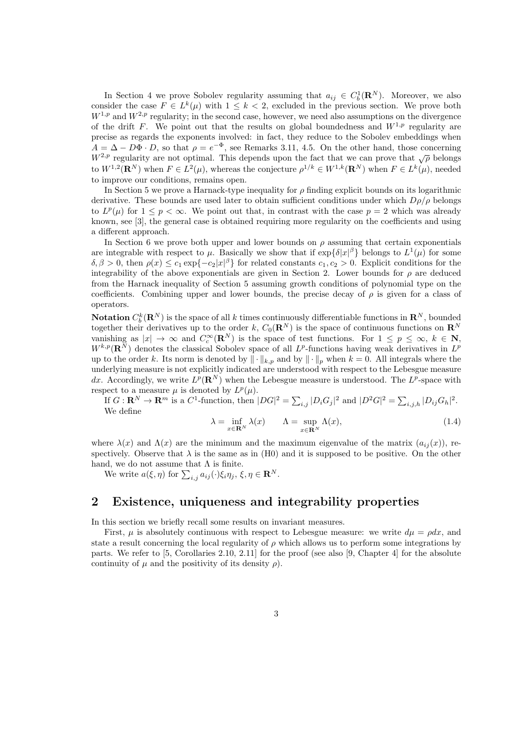In Section 4 we prove Sobolev regularity assuming that $a_{ij} \in C_b^1(\mathbf{R}^N)$. Moreover, we also consider the case $F \in L^k(\mu)$ with $1 \le k < 2$, excluded in the previous section. We prove both $W^{1,p}$ and $W^{2,p}$ regularity; in the second case, however, we need also assumptions on the divergence of the drift $F$. We point out that the results on global boundedness and $W^{1,p}$ regularity are precise as regards the exponents involved: in fact, they reduce to the Sobolev embeddings when $A = \Delta - D\Phi \cdot D$, so that $\rho = e^{-\Phi}$, see Remarks 3.11, 4.5. On the other hand, those concerning $W^{2,p}$ regularity are not optimal. This depends upon the fact that we can prove that $\sqrt{\rho}$ belongs to $W^{1,2}(\mathbf{R}^N)$ when $F \in L^2(\mu)$, whereas the conjecture $\rho^{1/k} \in W^{1,k}(\mathbf{R}^N)$ when $F \in L^k(\mu)$, needed to improve our conditions, remains open.

In Section 5 we prove a Harnack-type inequality for $\rho$ finding explicit bounds on its logarithmic derivative. These bounds are used later to obtain sufficient conditions under which $D\rho/\rho$ belongs to $L^p(\mu)$ for $1 \le p < \infty$. We point out that, in contrast with the case $p = 2$ which was already known, see [3], the general case is obtained requiring more regularity on the coefficients and using a different approach.

In Section 6 we prove both upper and lower bounds on $\rho$ assuming that certain exponentials are integrable with respect to $\mu$. Basically we show that if $\exp\{\delta|x|^\beta\}$ belongs to $L^1(\mu)$ for some $\delta, \beta > 0$, then $\rho(x) \le c_1 \exp\{-c_2|x|^\beta\}$ for related constants $c_1, c_2 > 0$. Explicit conditions for the integrability of the above exponentials are given in Section 2. Lower bounds for $\rho$ are deduced from the Harnack inequality of Section 5 assuming growth conditions of polynomial type on the coefficients. Combining upper and lower bounds, the precise decay of $\rho$ is given for a class of operators.

**Notation** $C_b^k(\mathbf{R}^N)$ is the space of all $k$ times continuously differentiable functions in $\mathbf{R}^N$, bounded together their derivatives up to the order $k$, $C_0(\mathbf{R}^N)$ is the space of continuous functions on $\mathbf{R}^N$ vanishing as $|x| \to \infty$ and $C_c^\infty(\mathbf{R}^N)$ is the space of test functions. For $1 \le p \le \infty$, $k \in \mathbf{N}$, $W^{k,p}(\mathbf{R}^N)$ denotes the classical Sobolev space of all $L^p$-functions having weak derivatives in $L^p$ up to the order $k$. Its norm is denoted by $\|\cdot\|_{k,p}$ and by $\|\cdot\|_p$ when $k = 0$. All integrals where the underlying measure is not explicitly indicated are understood with respect to the Lebesgue measure $dx$. Accordingly, we write $L^p(\mathbf{R}^N)$ when the Lebesgue measure is understood. The $L^p$-space with respect to a measure $\mu$ is denoted by $L^p(\mu)$.

If $G : \mathbf{R}^N \to \mathbf{R}^m$ is a $C^1$-function, then $|DG|^2 = \sum_{i,j} |D_i G_j|^2$ and $|D^2 G|^2 = \sum_{i,j,h} |D_{ij} G_h|^2$. We define

$$\lambda = \inf_{x \in \mathbf{R}^N} \lambda(x) \qquad \Lambda = \sup_{x \in \mathbf{R}^N} \Lambda(x), \tag{1.4}$$

where $\lambda(x)$ and $\Lambda(x)$ are the minimum and the maximum eigenvalue of the matrix $(a_{ij}(x))$, respectively. Observe that $\lambda$ is the same as in (H0) and it is supposed to be positive. On the other hand, we do not assume that $\Lambda$ is finite.

We write $a(\xi, \eta)$ for $\sum_{i,j} a_{ij}(\cdot)\xi_i \eta_j$, $\xi, \eta \in \mathbf{R}^N$.

## 2 Existence, uniqueness and integrability properties

In this section we briefly recall some results on invariant measures.

First, $\mu$ is absolutely continuous with respect to Lebesgue measure: we write $d\mu = \rho dx$, and state a result concerning the local regularity of $\rho$ which allows us to perform some integrations by parts. We refer to [5, Corollaries 2.10, 2.11] for the proof (see also [9, Chapter 4] for the absolute continuity of $\mu$ and the positivity of its density $\rho$).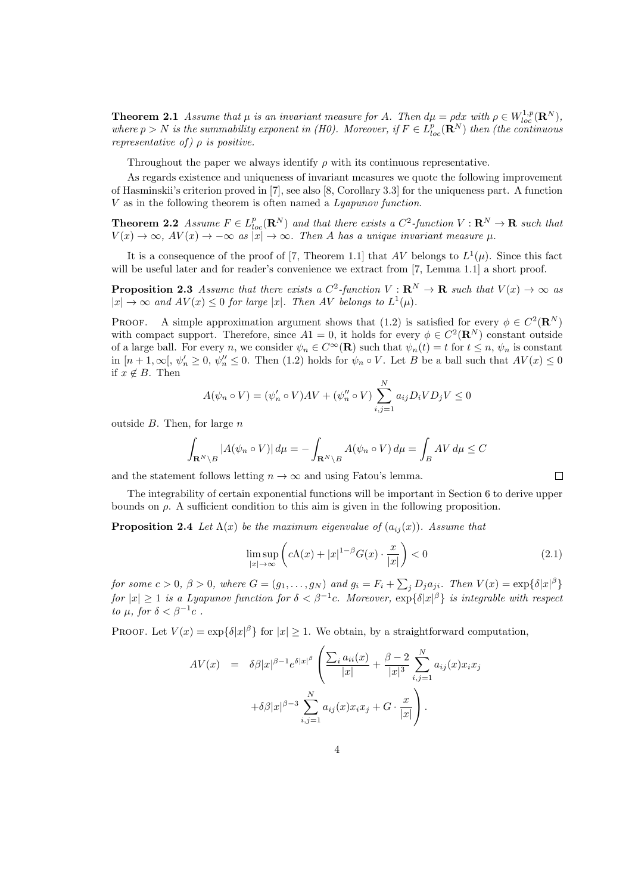**Theorem 2.1** *Assume that $\mu$ is an invariant measure for $A$. Then $d\mu = \rho dx$ with $\rho \in W^{1,p}_{loc}(\mathbf{R}^N)$, where $p > N$ is the summability exponent in (H0). Moreover, if $F \in L^p_{loc}(\mathbf{R}^N)$ then (the continuous representative of) $\rho$ is positive.*

Throughout the paper we always identify $\rho$ with its continuous representative.

As regards existence and uniqueness of invariant measures we quote the following improvement of Hasminskii's criterion proved in [7], see also [8, Corollary 3.3] for the uniqueness part. A function $V$ as in the following theorem is often named a *Lyapunov function*.

**Theorem 2.2** *Assume $F \in L^p_{loc}(\mathbf{R}^N)$ and that there exists a $C^2$-function $V : \mathbf{R}^N \to \mathbf{R}$ such that $V(x) \to \infty$, $AV(x) \to -\infty$ as $|x| \to \infty$. Then $A$ has a unique invariant measure $\mu$.*

It is a consequence of the proof of [7, Theorem 1.1] that $AV$ belongs to $L^1(\mu)$. Since this fact will be useful later and for reader's convenience we extract from [7, Lemma 1.1] a short proof.

**Proposition 2.3** *Assume that there exists a $C^2$-function $V : \mathbf{R}^N \to \mathbf{R}$ such that $V(x) \to \infty$ as $|x| \to \infty$ and $AV(x) \leq 0$ for large $|x|$. Then $AV$ belongs to $L^1(\mu)$.*

PROOF. A simple approximation argument shows that (1.2) is satisfied for every $\phi \in C^2(\mathbf{R}^N)$ with compact support. Therefore, since $A1 = 0$, it holds for every $\phi \in C^2(\mathbf{R}^N)$ constant outside of a large ball. For every $n$, we consider $\psi_n \in C^\infty(\mathbf{R})$ such that $\psi_n(t) = t$ for $t \leq n$, $\psi_n$ is constant in $[n+1, \infty[$, $\psi_n' \geq 0$, $\psi_n'' \leq 0$. Then (1.2) holds for $\psi_n \circ V$. Let $B$ be a ball such that $AV(x) \leq 0$ if $x \notin B$. Then

$$A(\psi_n \circ V) = (\psi_n' \circ V)AV + (\psi_n'' \circ V) \sum_{i,j=1}^N a_{ij} D_i V D_j V \leq 0$$

outside $B$. Then, for large $n$

$$\int_{\mathbf{R}^N \setminus B} |A(\psi_n \circ V)| \, d\mu = -\int_{\mathbf{R}^N \setminus B} A(\psi_n \circ V) \, d\mu = \int_B AV \, d\mu \leq C$$

and the statement follows letting $n \to \infty$ and using Fatou's lemma. □

The integrability of certain exponential functions will be important in Section 6 to derive upper bounds on $\rho$. A sufficient condition to this aim is given in the following proposition.

**Proposition 2.4** *Let $\Lambda(x)$ be the maximum eigenvalue of $(a_{ij}(x))$. Assume that*

$$\limsup_{|x| \to \infty} \left( c\Lambda(x) + |x|^{1-\beta} G(x) \cdot \frac{x}{|x|} \right) < 0 \tag{2.1}$$

*for some $c > 0$, $\beta > 0$, where $G = (g_1, \ldots, g_N)$ and $g_i = F_i + \sum_j D_j a_{ji}$. Then $V(x) = \exp\{\delta |x|^\beta\}$ for $|x| \geq 1$ is a Lyapunov function for $\delta < \beta^{-1}c$. Moreover, $\exp\{\delta|x|^\beta\}$ is integrable with respect to $\mu$, for $\delta < \beta^{-1}c$ .*

PROOF. Let $V(x) = \exp\{\delta|x|^\beta\}$ for $|x| \geq 1$. We obtain, by a straightforward computation,

$$\begin{aligned} AV(x) &= \delta\beta|x|^{\beta-1} e^{\delta|x|^\beta} \left( \frac{\sum_i a_{ii}(x)}{|x|} + \frac{\beta - 2}{|x|^3} \sum_{i,j=1}^N a_{ij}(x) x_i x_j \right. \\ &\quad \left. + \delta\beta|x|^{\beta-3} \sum_{i,j=1}^N a_{ij}(x) x_i x_j + G \cdot \frac{x}{|x|} \right). \end{aligned}$$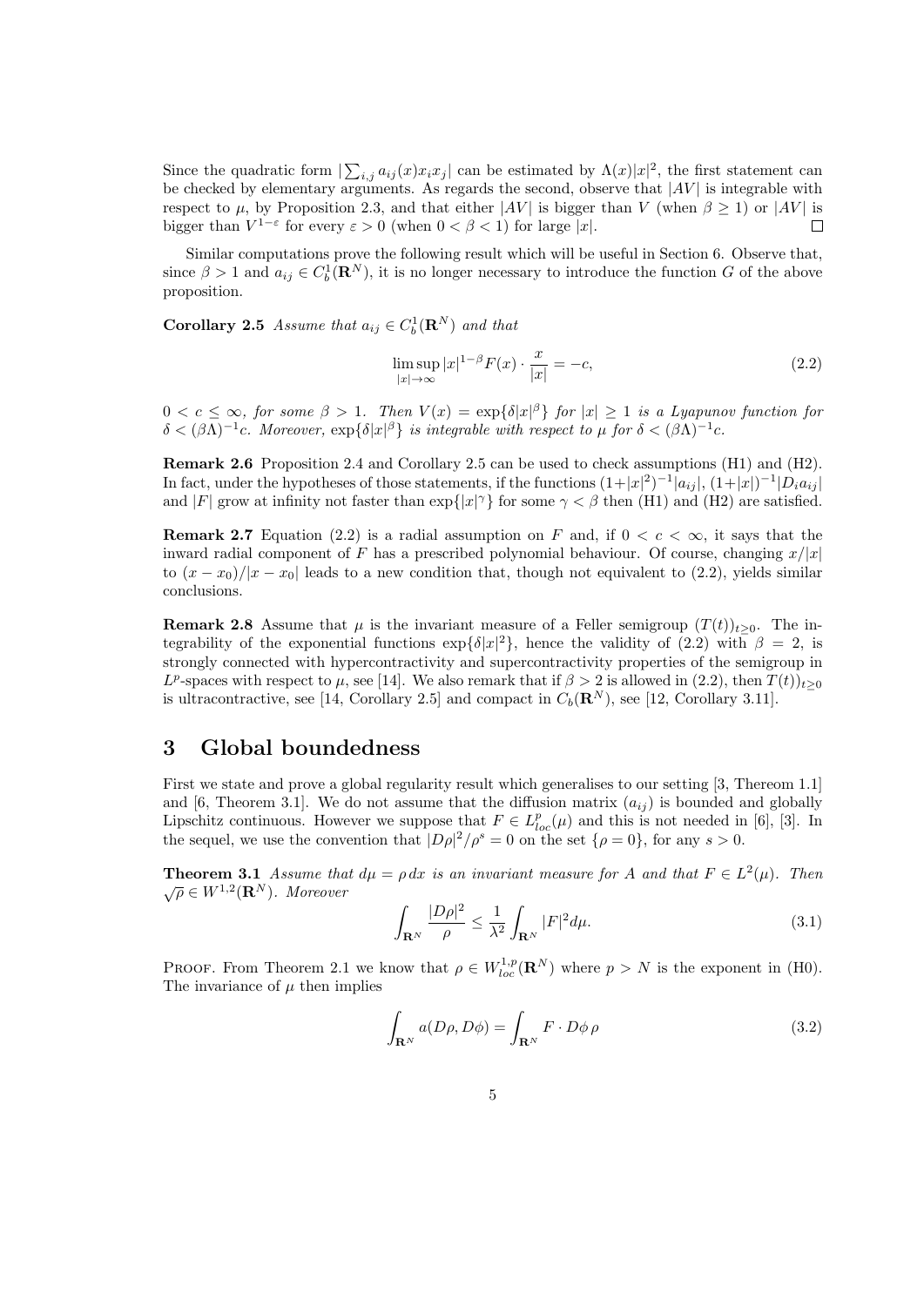Since the quadratic form $|\sum_{i,j} a_{ij}(x)x_i x_j|$ can be estimated by $\Lambda(x)|x|^2$, the first statement can be checked by elementary arguments. As regards the second, observe that $|AV|$ is integrable with respect to $\mu$, by Proposition 2.3, and that either $|AV|$ is bigger than $V$ (when $\beta \geq 1$) or $|AV|$ is bigger than $V^{1-\varepsilon}$ for every $\varepsilon > 0$ (when $0 < \beta < 1$) for large $|x|$. $\square$

Similar computations prove the following result which will be useful in Section 6. Observe that, since $\beta > 1$ and $a_{ij} \in C_b^1(\mathbf{R}^N)$, it is no longer necessary to introduce the function $G$ of the above proposition.

**Corollary 2.5** *Assume that $a_{ij} \in C_b^1(\mathbf{R}^N)$ and that*

$$\limsup_{|x|\to\infty} |x|^{1-\beta} F(x) \cdot \frac{x}{|x|} = -c, \tag{2.2}$$

*$0 < c \leq \infty$, for some $\beta > 1$. Then $V(x) = \exp\{\delta|x|^\beta\}$ for $|x| \geq 1$ is a Lyapunov function for $\delta < (\beta\Lambda)^{-1}c$. Moreover, $\exp\{\delta|x|^\beta\}$ is integrable with respect to $\mu$ for $\delta < (\beta\Lambda)^{-1}c$.*

**Remark 2.6** Proposition 2.4 and Corollary 2.5 can be used to check assumptions (H1) and (H2). In fact, under the hypotheses of those statements, if the functions $(1+|x|^2)^{-1}|a_{ij}|$, $(1+|x|)^{-1}|D_i a_{ij}|$ and $|F|$ grow at infinity not faster than $\exp\{|x|^\gamma\}$ for some $\gamma < \beta$ then (H1) and (H2) are satisfied.

**Remark 2.7** Equation (2.2) is a radial assumption on $F$ and, if $0 < c < \infty$, it says that the inward radial component of $F$ has a prescribed polynomial behaviour. Of course, changing $x/|x|$ to $(x-x_0)/|x-x_0|$ leads to a new condition that, though not equivalent to (2.2), yields similar conclusions.

**Remark 2.8** Assume that $\mu$ is the invariant measure of a Feller semigroup $(T(t))_{t\geq 0}$. The integrability of the exponential functions $\exp\{\delta|x|^2\}$, hence the validity of (2.2) with $\beta = 2$, is strongly connected with hypercontractivity and supercontractivity properties of the semigroup in $L^p$-spaces with respect to $\mu$, see [14]. We also remark that if $\beta > 2$ is allowed in (2.2), then $T(t))_{t\geq 0}$ is ultracontractive, see [14, Corollary 2.5] and compact in $C_b(\mathbf{R}^N)$, see [12, Corollary 3.11].

# 3 Global boundedness

First we state and prove a global regularity result which generalises to our setting [3, Thereom 1.1] and [6, Theorem 3.1]. We do not assume that the diffusion matrix $(a_{ij})$ is bounded and globally Lipschitz continuous. However we suppose that $F \in L^p_{loc}(\mu)$ and this is not needed in [6], [3]. In the sequel, we use the convention that $|D\rho|^2/\rho^s = 0$ on the set $\{\rho = 0\}$, for any $s > 0$.

**Theorem 3.1** *Assume that $d\mu = \rho\, dx$ is an invariant measure for $A$ and that $F \in L^2(\mu)$. Then $\sqrt{\rho} \in W^{1,2}(\mathbf{R}^N)$. Moreover*

$$\int_{\mathbf{R}^N} \frac{|D\rho|^2}{\rho} \leq \frac{1}{\lambda^2} \int_{\mathbf{R}^N} |F|^2 d\mu. \tag{3.1}$$

Proof. From Theorem 2.1 we know that $\rho \in W^{1,p}_{loc}(\mathbf{R}^N)$ where $p > N$ is the exponent in (H0). The invariance of $\mu$ then implies

$$\int_{\mathbf{R}^N} a(D\rho, D\phi) = \int_{\mathbf{R}^N} F \cdot D\phi\, \rho \tag{3.2}$$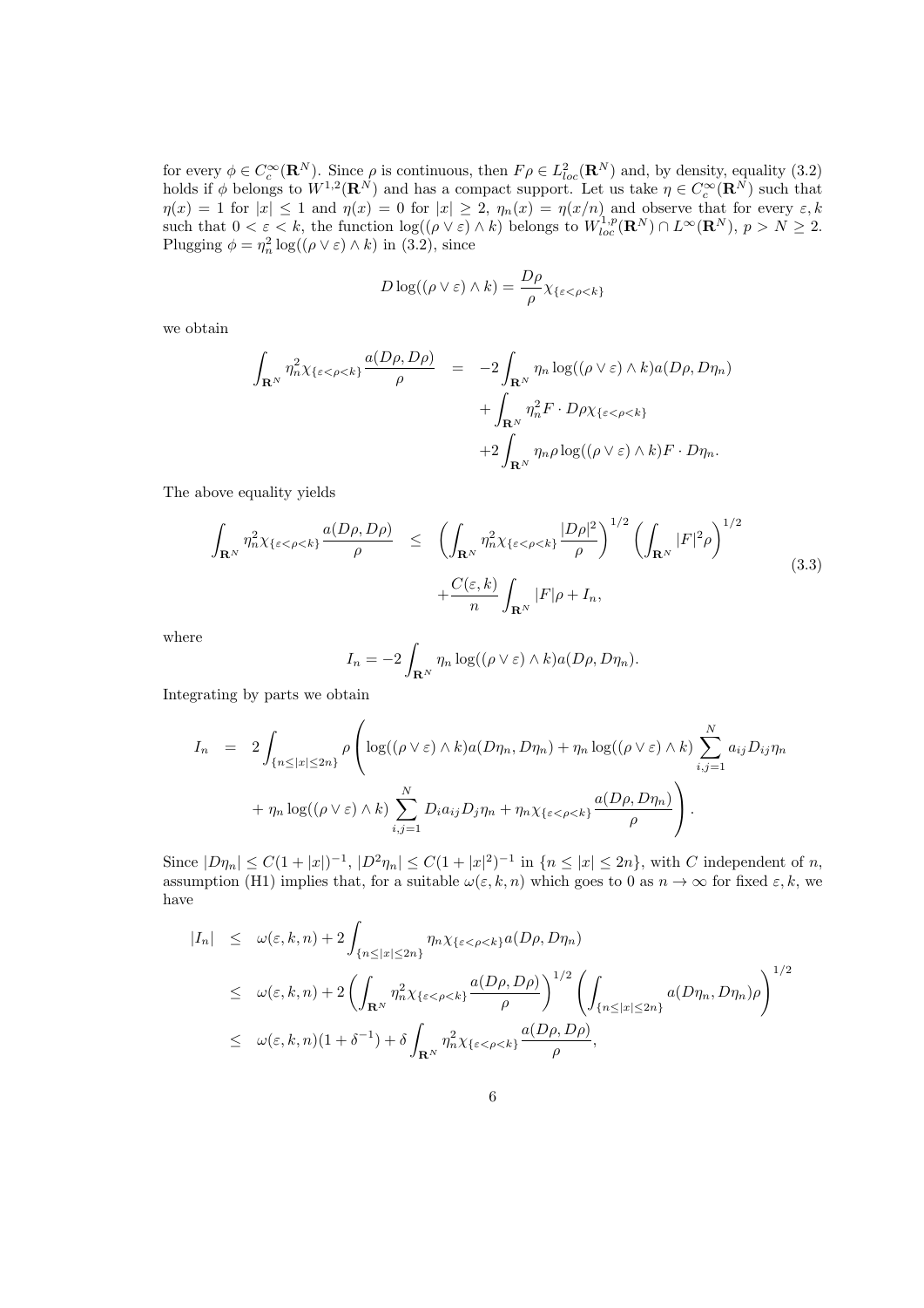for every $\phi \in C_c^\infty(\mathbf{R}^N)$. Since $\rho$ is continuous, then $F\rho \in L^2_{loc}(\mathbf{R}^N)$ and, by density, equality (3.2) holds if $\phi$ belongs to $W^{1,2}(\mathbf{R}^N)$ and has a compact support. Let us take $\eta \in C_c^\infty(\mathbf{R}^N)$ such that $\eta(x) = 1$ for $|x| \le 1$ and $\eta(x) = 0$ for $|x| \ge 2$, $\eta_n(x) = \eta(x/n)$ and observe that for every $\varepsilon, k$ such that $0 < \varepsilon < k$, the function $\log((\rho \vee \varepsilon) \wedge k)$ belongs to $W^{1,p}_{loc}(\mathbf{R}^N) \cap L^\infty(\mathbf{R}^N)$, $p > N \ge 2$. Plugging $\phi = \eta_n^2 \log((\rho \vee \varepsilon) \wedge k)$ in (3.2), since

$$D \log((\rho \vee \varepsilon) \wedge k) = \frac{D\rho}{\rho} \chi_{\{\varepsilon < \rho < k\}}$$

we obtain

$$\begin{aligned}
\int_{\mathbf{R}^N} \eta_n^2 \chi_{\{\varepsilon<\rho<k\}} \frac{a(D\rho, D\rho)}{\rho} &= -2 \int_{\mathbf{R}^N} \eta_n \log((\rho \vee \varepsilon) \wedge k) a(D\rho, D\eta_n) \\
&\quad + \int_{\mathbf{R}^N} \eta_n^2 F \cdot D\rho \chi_{\{\varepsilon<\rho<k\}} \\
&\quad + 2 \int_{\mathbf{R}^N} \eta_n \rho \log((\rho \vee \varepsilon) \wedge k) F \cdot D\eta_n.
\end{aligned}$$

The above equality yields

$$\begin{aligned}
\int_{\mathbf{R}^N} \eta_n^2 \chi_{\{\varepsilon<\rho<k\}} \frac{a(D\rho, D\rho)}{\rho} &\le \left( \int_{\mathbf{R}^N} \eta_n^2 \chi_{\{\varepsilon<\rho<k\}} \frac{|D\rho|^2}{\rho} \right)^{1/2} \left( \int_{\mathbf{R}^N} |F|^2 \rho \right)^{1/2} \\
&\quad + \frac{C(\varepsilon, k)}{n} \int_{\mathbf{R}^N} |F|\rho + I_n,
\end{aligned} \tag{3.3}$$

where

$$I_n = -2 \int_{\mathbf{R}^N} \eta_n \log((\rho \vee \varepsilon) \wedge k) a(D\rho, D\eta_n).$$

Integrating by parts we obtain

$$\begin{aligned}
I_n &= 2 \int_{\{n \le |x| \le 2n\}} \rho \Bigg( \log((\rho \vee \varepsilon) \wedge k) a(D\eta_n, D\eta_n) + \eta_n \log((\rho \vee \varepsilon) \wedge k) \sum_{i,j=1}^N a_{ij} D_{ij} \eta_n \\
&\quad + \eta_n \log((\rho \vee \varepsilon) \wedge k) \sum_{i,j=1}^N D_i a_{ij} D_j \eta_n + \eta_n \chi_{\{\varepsilon<\rho<k\}} \frac{a(D\rho, D\eta_n)}{\rho} \Bigg).
\end{aligned}$$

Since $|D\eta_n| \le C(1+|x|)^{-1}$, $|D^2\eta_n| \le C(1+|x|^2)^{-1}$ in $\{n \le |x| \le 2n\}$, with $C$ independent of $n$, assumption (H1) implies that, for a suitable $\omega(\varepsilon, k, n)$ which goes to 0 as $n \to \infty$ for fixed $\varepsilon, k$, we have

$$\begin{aligned}
|I_n| &\le \omega(\varepsilon, k, n) + 2 \int_{\{n \le |x| \le 2n\}} \eta_n \chi_{\{\varepsilon<\rho<k\}} a(D\rho, D\eta_n) \\
&\le \omega(\varepsilon, k, n) + 2 \left( \int_{\mathbf{R}^N} \eta_n^2 \chi_{\{\varepsilon<\rho<k\}} \frac{a(D\rho, D\rho)}{\rho} \right)^{1/2} \left( \int_{\{n \le |x| \le 2n\}} a(D\eta_n, D\eta_n)\rho \right)^{1/2} \\
&\le \omega(\varepsilon, k, n)(1 + \delta^{-1}) + \delta \int_{\mathbf{R}^N} \eta_n^2 \chi_{\{\varepsilon<\rho<k\}} \frac{a(D\rho, D\rho)}{\rho},
\end{aligned}$$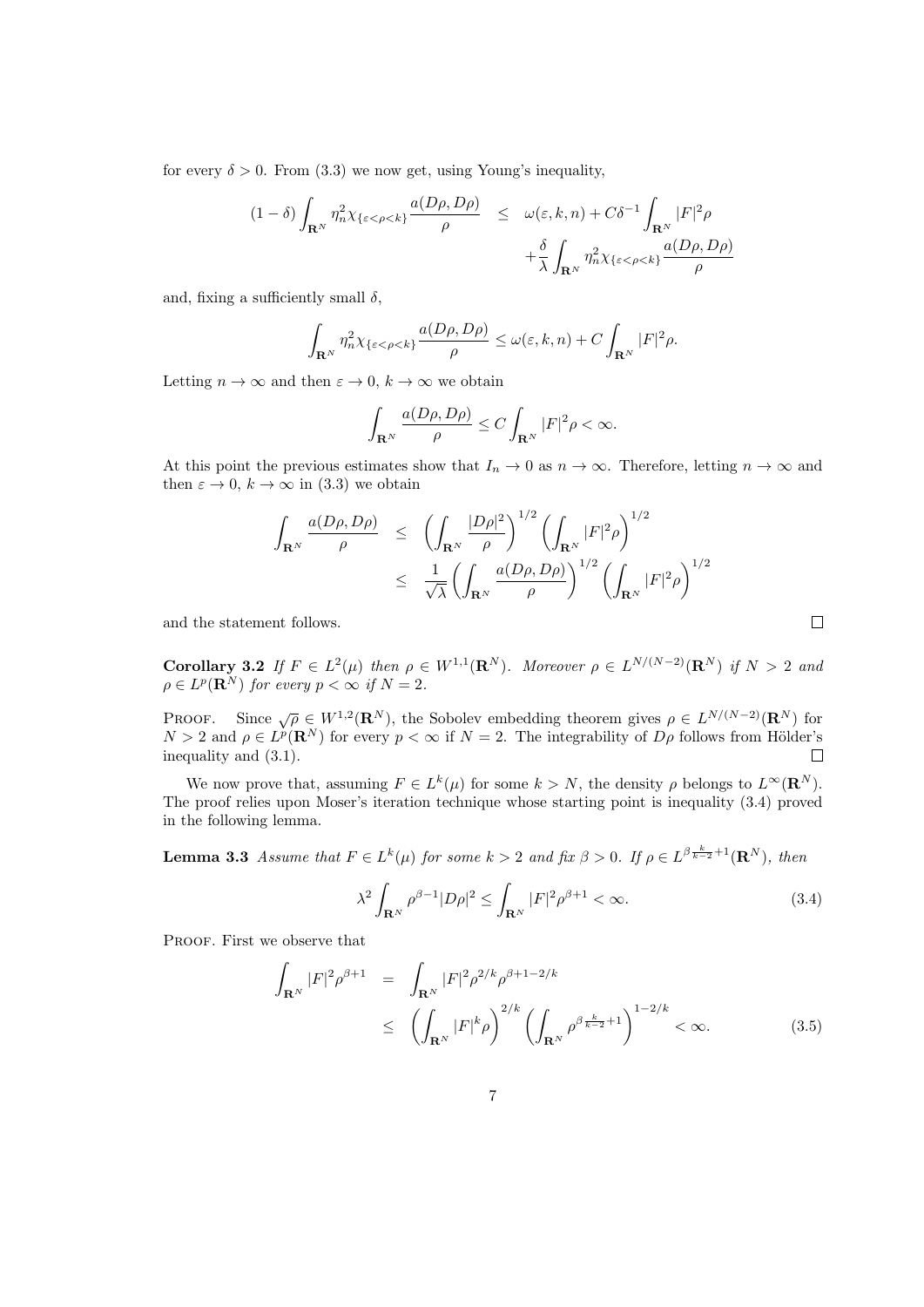for every $\delta > 0$. From (3.3) we now get, using Young's inequality,

$$
\begin{aligned}
(1-\delta)\int_{\mathbf{R}^N} \eta_n^2 \chi_{\{\varepsilon<\rho<k\}} \frac{a(D\rho, D\rho)}{\rho} \quad &\leq \quad \omega(\varepsilon,k,n) + C\delta^{-1}\int_{\mathbf{R}^N} |F|^2 \rho \\
&\quad + \frac{\delta}{\lambda}\int_{\mathbf{R}^N} \eta_n^2 \chi_{\{\varepsilon<\rho<k\}} \frac{a(D\rho, D\rho)}{\rho}
\end{aligned}
$$

and, fixing a sufficiently small $\delta$,

$$
\int_{\mathbf{R}^N} \eta_n^2 \chi_{\{\varepsilon<\rho<k\}} \frac{a(D\rho, D\rho)}{\rho} \leq \omega(\varepsilon,k,n) + C\int_{\mathbf{R}^N} |F|^2 \rho.
$$

Letting $n \to \infty$ and then $\varepsilon \to 0$, $k \to \infty$ we obtain

$$
\int_{\mathbf{R}^N} \frac{a(D\rho, D\rho)}{\rho} \leq C\int_{\mathbf{R}^N} |F|^2 \rho < \infty.
$$

At this point the previous estimates show that $I_n \to 0$ as $n \to \infty$. Therefore, letting $n \to \infty$ and then $\varepsilon \to 0$, $k \to \infty$ in (3.3) we obtain

$$
\begin{aligned}
\int_{\mathbf{R}^N} \frac{a(D\rho, D\rho)}{\rho} \quad &\leq \quad \left(\int_{\mathbf{R}^N} \frac{|D\rho|^2}{\rho}\right)^{1/2} \left(\int_{\mathbf{R}^N} |F|^2 \rho\right)^{1/2} \\
&\leq \quad \frac{1}{\sqrt{\lambda}} \left(\int_{\mathbf{R}^N} \frac{a(D\rho, D\rho)}{\rho}\right)^{1/2} \left(\int_{\mathbf{R}^N} |F|^2 \rho\right)^{1/2}
\end{aligned}
$$

and the statement follows. $\square$

**Corollary 3.2** *If $F \in L^2(\mu)$ then $\rho \in W^{1,1}(\mathbf{R}^N)$. Moreover $\rho \in L^{N/(N-2)}(\mathbf{R}^N)$ if $N > 2$ and $\rho \in L^p(\mathbf{R}^N)$ for every $p < \infty$ if $N = 2$.*

PROOF. Since $\sqrt{\rho} \in W^{1,2}(\mathbf{R}^N)$, the Sobolev embedding theorem gives $\rho \in L^{N/(N-2)}(\mathbf{R}^N)$ for $N > 2$ and $\rho \in L^p(\mathbf{R}^N)$ for every $p < \infty$ if $N = 2$. The integrability of $D\rho$ follows from Hölder's inequality and (3.1). $\square$

We now prove that, assuming $F \in L^k(\mu)$ for some $k > N$, the density $\rho$ belongs to $L^\infty(\mathbf{R}^N)$. The proof relies upon Moser's iteration technique whose starting point is inequality (3.4) proved in the following lemma.

**Lemma 3.3** *Assume that $F \in L^k(\mu)$ for some $k > 2$ and fix $\beta > 0$. If $\rho \in L^{\beta\frac{k}{k-2}+1}(\mathbf{R}^N)$, then*

$$
\lambda^2 \int_{\mathbf{R}^N} \rho^{\beta-1} |D\rho|^2 \leq \int_{\mathbf{R}^N} |F|^2 \rho^{\beta+1} < \infty. \tag{3.4}
$$

PROOF. First we observe that

$$
\begin{aligned}
\int_{\mathbf{R}^N} |F|^2 \rho^{\beta+1} \quad &= \quad \int_{\mathbf{R}^N} |F|^2 \rho^{2/k} \rho^{\beta+1-2/k} \\
&\leq \quad \left(\int_{\mathbf{R}^N} |F|^k \rho\right)^{2/k} \left(\int_{\mathbf{R}^N} \rho^{\beta\frac{k}{k-2}+1}\right)^{1-2/k} < \infty. \qquad (3.5)
\end{aligned}
$$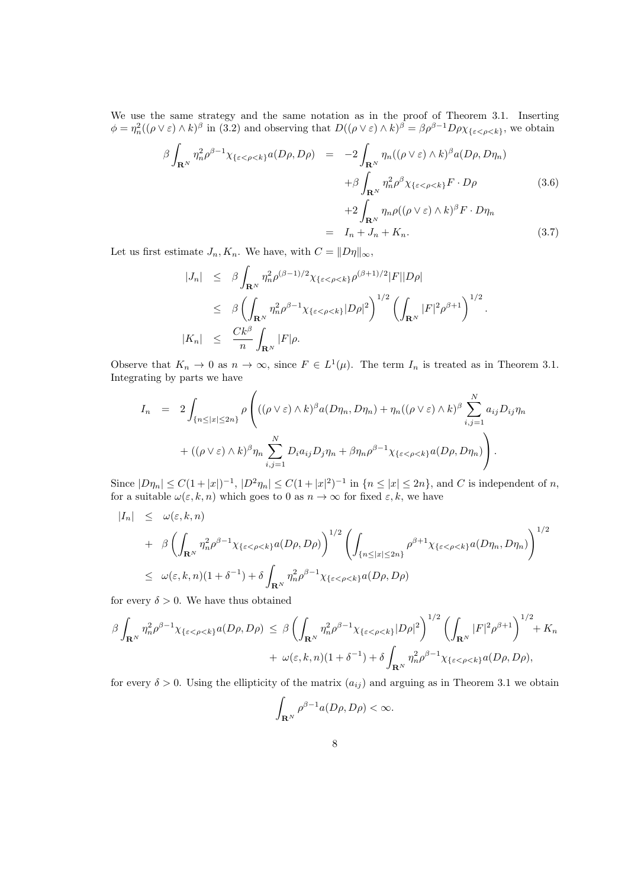We use the same strategy and the same notation as in the proof of Theorem 3.1. Inserting $\phi = \eta_n^2((\rho\vee\varepsilon)\wedge k)^\beta$ in (3.2) and observing that $D((\rho\vee\varepsilon)\wedge k)^\beta = \beta\rho^{\beta-1}D\rho\chi_{\{\varepsilon<\rho<k\}}$, we obtain

$$
\begin{aligned}
\beta\int_{\mathbf{R}^N}\eta_n^2\rho^{\beta-1}\chi_{\{\varepsilon<\rho<k\}}a(D\rho,D\rho) &= -2\int_{\mathbf{R}^N}\eta_n((\rho\vee\varepsilon)\wedge k)^\beta a(D\rho,D\eta_n) \\
&\quad +\beta\int_{\mathbf{R}^N}\eta_n^2\rho^\beta\chi_{\{\varepsilon<\rho<k\}}F\cdot D\rho \qquad (3.6)\\
&\quad +2\int_{\mathbf{R}^N}\eta_n\rho((\rho\vee\varepsilon)\wedge k)^\beta F\cdot D\eta_n \\
&= I_n + J_n + K_n. \qquad (3.7)
\end{aligned}
$$

Let us first estimate $J_n, K_n$. We have, with $C = \|D\eta\|_\infty$,

$$
\begin{aligned}
|J_n| &\le \beta\int_{\mathbf{R}^N}\eta_n^2\rho^{(\beta-1)/2}\chi_{\{\varepsilon<\rho<k\}}\rho^{(\beta+1)/2}|F||D\rho| \\
&\le \beta\left(\int_{\mathbf{R}^N}\eta_n^2\rho^{\beta-1}\chi_{\{\varepsilon<\rho<k\}}|D\rho|^2\right)^{1/2}\left(\int_{\mathbf{R}^N}|F|^2\rho^{\beta+1}\right)^{1/2}. \\
|K_n| &\le \frac{Ck^\beta}{n}\int_{\mathbf{R}^N}|F|\rho.
\end{aligned}
$$

Observe that $K_n \to 0$ as $n\to\infty$, since $F \in L^1(\mu)$. The term $I_n$ is treated as in Theorem 3.1. Integrating by parts we have

$$
\begin{aligned}
I_n &= 2\int_{\{n\le|x|\le 2n\}}\rho\Bigg(((\rho\vee\varepsilon)\wedge k)^\beta a(D\eta_n,D\eta_n) + \eta_n((\rho\vee\varepsilon)\wedge k)^\beta\sum_{i,j=1}^N a_{ij}D_{ij}\eta_n \\
&\quad + ((\rho\vee\varepsilon)\wedge k)^\beta\eta_n\sum_{i,j=1}^N D_ia_{ij}D_j\eta_n + \beta\eta_n\rho^{\beta-1}\chi_{\{\varepsilon<\rho<k\}}a(D\rho,D\eta_n)\Bigg).
\end{aligned}
$$

Since $|D\eta_n| \le C(1+|x|)^{-1}$, $|D^2\eta_n| \le C(1+|x|^2)^{-1}$ in $\{n\le|x|\le 2n\}$, and $C$ is independent of $n$, for a suitable $\omega(\varepsilon,k,n)$ which goes to 0 as $n\to\infty$ for fixed $\varepsilon, k$, we have

$$
\begin{aligned}
|I_n| &\le \omega(\varepsilon,k,n) \\
&\quad + \beta\left(\int_{\mathbf{R}^N}\eta_n^2\rho^{\beta-1}\chi_{\{\varepsilon<\rho<k\}}a(D\rho,D\rho)\right)^{1/2}\left(\int_{\{n\le|x|\le 2n\}}\rho^{\beta+1}\chi_{\{\varepsilon<\rho<k\}}a(D\eta_n,D\eta_n)\right)^{1/2} \\
&\le \omega(\varepsilon,k,n)(1+\delta^{-1}) + \delta\int_{\mathbf{R}^N}\eta_n^2\rho^{\beta-1}\chi_{\{\varepsilon<\rho<k\}}a(D\rho,D\rho)
\end{aligned}
$$

for every $\delta > 0$. We have thus obtained

$$
\begin{aligned}
\beta\int_{\mathbf{R}^N}\eta_n^2\rho^{\beta-1}\chi_{\{\varepsilon<\rho<k\}}a(D\rho,D\rho) &\le \beta\left(\int_{\mathbf{R}^N}\eta_n^2\rho^{\beta-1}\chi_{\{\varepsilon<\rho<k\}}|D\rho|^2\right)^{1/2}\left(\int_{\mathbf{R}^N}|F|^2\rho^{\beta+1}\right)^{1/2} + K_n \\
&\quad + \omega(\varepsilon,k,n)(1+\delta^{-1}) + \delta\int_{\mathbf{R}^N}\eta_n^2\rho^{\beta-1}\chi_{\{\varepsilon<\rho<k\}}a(D\rho,D\rho),
\end{aligned}
$$

for every $\delta > 0$. Using the ellipticity of the matrix $(a_{ij})$ and arguing as in Theorem 3.1 we obtain

$$
\int_{\mathbf{R}^N}\rho^{\beta-1}a(D\rho,D\rho) < \infty.
$$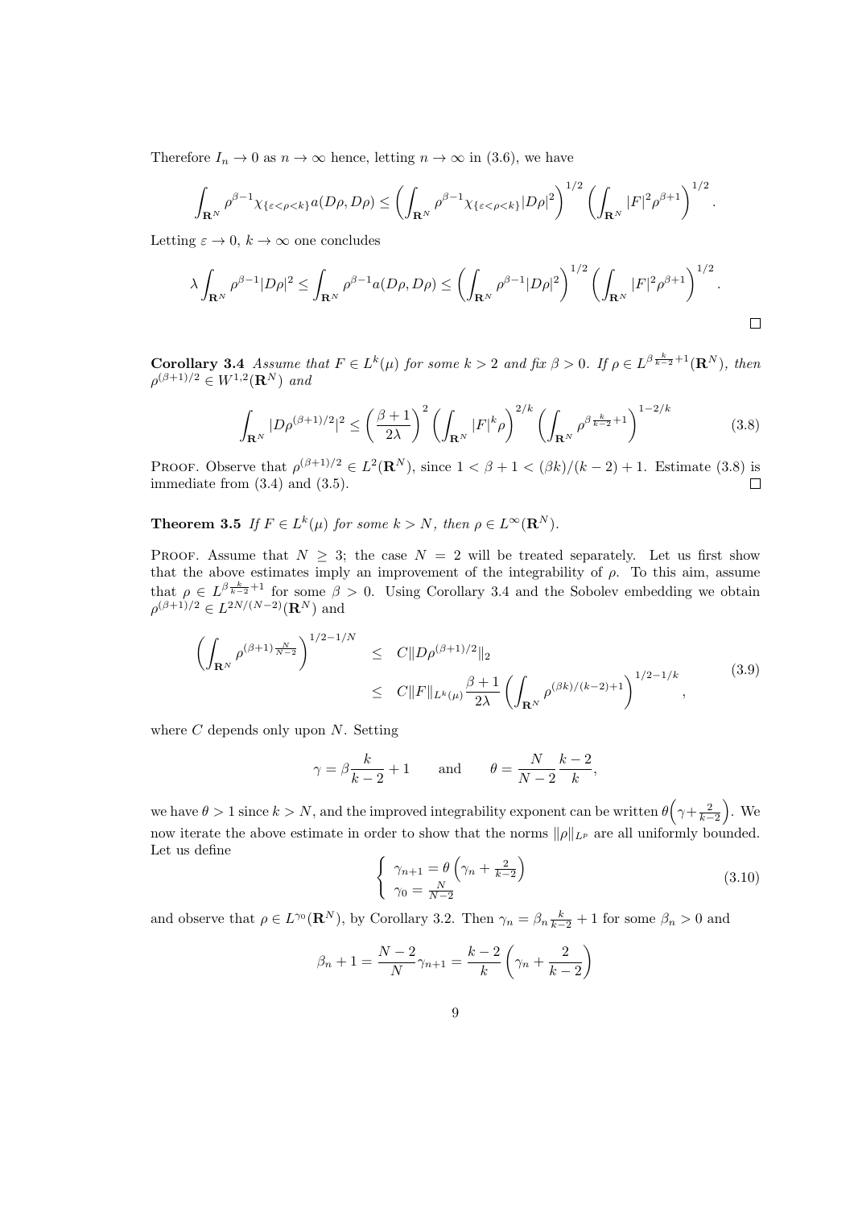Therefore $I_n \to 0$ as $n \to \infty$ hence, letting $n \to \infty$ in (3.6), we have

$$\int_{\mathbf{R}^N} \rho^{\beta-1} \chi_{\{\varepsilon<\rho<k\}} a(D\rho, D\rho) \leq \left( \int_{\mathbf{R}^N} \rho^{\beta-1} \chi_{\{\varepsilon<\rho<k\}} |D\rho|^2 \right)^{1/2} \left( \int_{\mathbf{R}^N} |F|^2 \rho^{\beta+1} \right)^{1/2}.$$

Letting $\varepsilon \to 0$, $k \to \infty$ one concludes

$$\lambda \int_{\mathbf{R}^N} \rho^{\beta-1} |D\rho|^2 \leq \int_{\mathbf{R}^N} \rho^{\beta-1} a(D\rho, D\rho) \leq \left( \int_{\mathbf{R}^N} \rho^{\beta-1} |D\rho|^2 \right)^{1/2} \left( \int_{\mathbf{R}^N} |F|^2 \rho^{\beta+1} \right)^{1/2}.$$

□

**Corollary 3.4** *Assume that $F \in L^k(\mu)$ for some $k > 2$ and fix $\beta > 0$. If $\rho \in L^{\beta \frac{k}{k-2}+1}(\mathbf{R}^N)$, then $\rho^{(\beta+1)/2} \in W^{1,2}(\mathbf{R}^N)$ and*

$$\int_{\mathbf{R}^N} |D\rho^{(\beta+1)/2}|^2 \leq \left( \frac{\beta+1}{2\lambda} \right)^2 \left( \int_{\mathbf{R}^N} |F|^k \rho \right)^{2/k} \left( \int_{\mathbf{R}^N} \rho^{\beta \frac{k}{k-2}+1} \right)^{1-2/k} \tag{3.8}$$

PROOF. Observe that $\rho^{(\beta+1)/2} \in L^2(\mathbf{R}^N)$, since $1 < \beta + 1 < (\beta k)/(k-2) + 1$. Estimate (3.8) is immediate from (3.4) and (3.5). □

**Theorem 3.5** *If $F \in L^k(\mu)$ for some $k > N$, then $\rho \in L^\infty(\mathbf{R}^N)$.*

PROOF. Assume that $N \geq 3$; the case $N = 2$ will be treated separately. Let us first show that the above estimates imply an improvement of the integrability of $\rho$. To this aim, assume that $\rho \in L^{\beta \frac{k}{k-2}+1}$ for some $\beta > 0$. Using Corollary 3.4 and the Sobolev embedding we obtain $\rho^{(\beta+1)/2} \in L^{2N/(N-2)}(\mathbf{R}^N)$ and

$$\begin{aligned} \left( \int_{\mathbf{R}^N} \rho^{(\beta+1)\frac{N}{N-2}} \right)^{1/2-1/N} &\leq C \|D\rho^{(\beta+1)/2}\|_2 \\ &\leq C \|F\|_{L^k(\mu)} \frac{\beta+1}{2\lambda} \left( \int_{\mathbf{R}^N} \rho^{(\beta k)/(k-2)+1} \right)^{1/2-1/k}, \end{aligned} \tag{3.9}$$

where $C$ depends only upon $N$. Setting

$$\gamma = \beta \frac{k}{k-2} + 1 \qquad \text{and} \qquad \theta = \frac{N}{N-2} \frac{k-2}{k},$$

we have $\theta > 1$ since $k > N$, and the improved integrability exponent can be written $\theta\left(\gamma + \frac{2}{k-2}\right)$. We now iterate the above estimate in order to show that the norms $\|\rho\|_{L^p}$ are all uniformly bounded. Let us define

$$\begin{cases} \gamma_{n+1} = \theta \left( \gamma_n + \frac{2}{k-2} \right) \\ \gamma_0 = \frac{N}{N-2} \end{cases} \tag{3.10}$$

and observe that $\rho \in L^{\gamma_0}(\mathbf{R}^N)$, by Corollary 3.2. Then $\gamma_n = \beta_n \frac{k}{k-2} + 1$ for some $\beta_n > 0$ and

$$\beta_n + 1 = \frac{N-2}{N} \gamma_{n+1} = \frac{k-2}{k} \left( \gamma_n + \frac{2}{k-2} \right)$$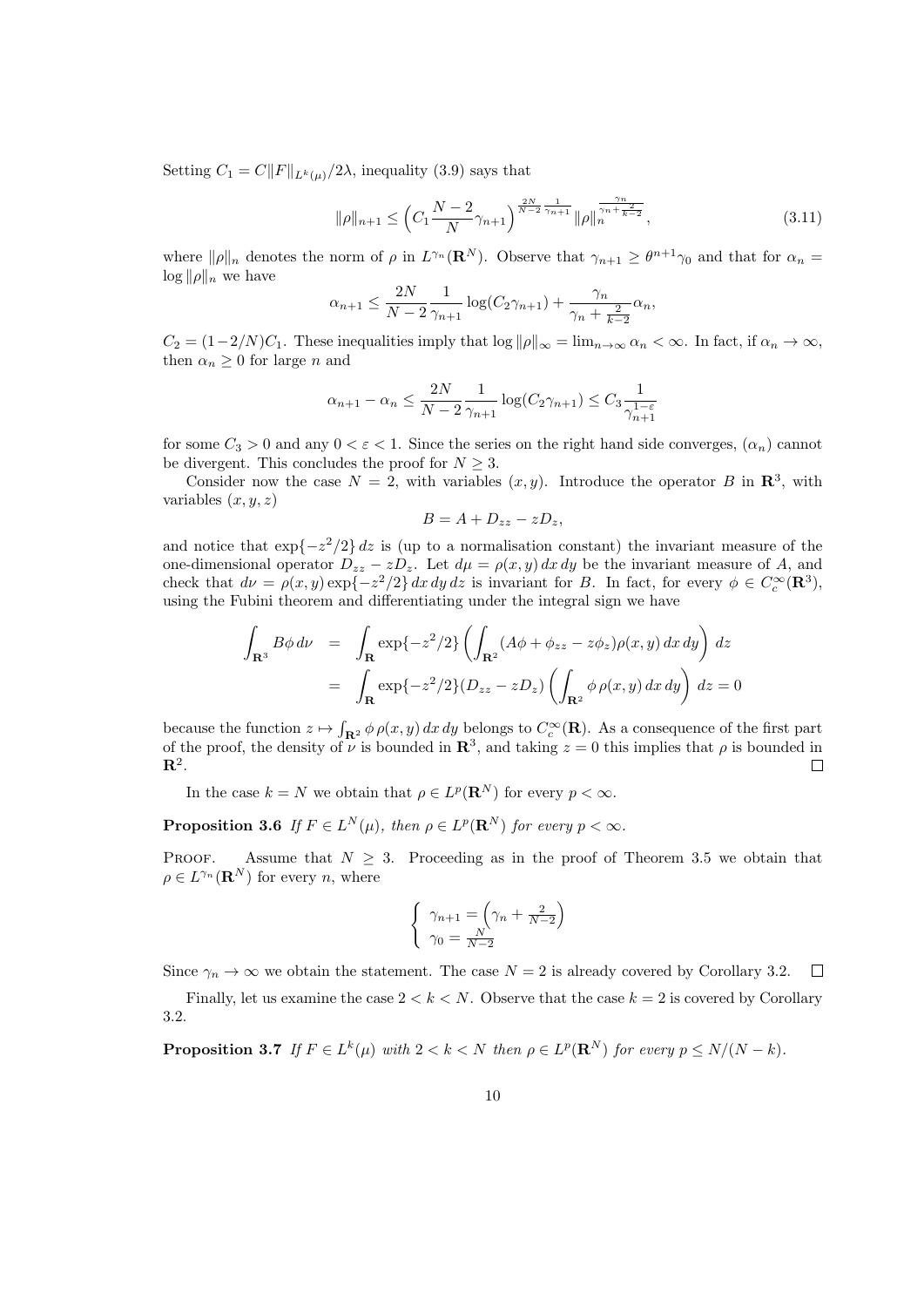Setting $C_1 = C\|F\|_{L^k(\mu)}/2\lambda$, inequality (3.9) says that

$$\|\rho\|_{n+1} \leq \Big(C_1 \frac{N-2}{N}\gamma_{n+1}\Big)^{\frac{2N}{N-2}\frac{1}{\gamma_{n+1}}} \|\rho\|_n^{\frac{\gamma_n}{\gamma_n + \frac{2}{k-2}}}, \tag{3.11}$$

where $\|\rho\|_n$ denotes the norm of $\rho$ in $L^{\gamma_n}(\mathbf{R}^N)$. Observe that $\gamma_{n+1} \geq \theta^{n+1}\gamma_0$ and that for $\alpha_n = \log \|\rho\|_n$ we have

$$\alpha_{n+1} \leq \frac{2N}{N-2}\frac{1}{\gamma_{n+1}} \log(C_2\gamma_{n+1}) + \frac{\gamma_n}{\gamma_n + \frac{2}{k-2}}\alpha_n,$$

$C_2 = (1-2/N)C_1$. These inequalities imply that $\log\|\rho\|_\infty = \lim_{n\to\infty}\alpha_n < \infty$. In fact, if $\alpha_n \to \infty$, then $\alpha_n \geq 0$ for large $n$ and

$$\alpha_{n+1} - \alpha_n \leq \frac{2N}{N-2}\frac{1}{\gamma_{n+1}} \log(C_2\gamma_{n+1}) \leq C_3 \frac{1}{\gamma_{n+1}^{1-\varepsilon}}$$

for some $C_3 > 0$ and any $0 < \varepsilon < 1$. Since the series on the right hand side converges, $(\alpha_n)$ cannot be divergent. This concludes the proof for $N \geq 3$.

Consider now the case $N = 2$, with variables $(x, y)$. Introduce the operator $B$ in $\mathbf{R}^3$, with variables $(x, y, z)$

$$B = A + D_{zz} - zD_z,$$

and notice that $\exp\{-z^2/2\}\,dz$ is (up to a normalisation constant) the invariant measure of the one-dimensional operator $D_{zz} - zD_z$. Let $d\mu = \rho(x, y)\,dx\,dy$ be the invariant measure of $A$, and check that $d\nu = \rho(x, y)\exp\{-z^2/2\}\,dx\,dy\,dz$ is invariant for $B$. In fact, for every $\phi \in C_c^\infty(\mathbf{R}^3)$, using the Fubini theorem and differentiating under the integral sign we have

$$\begin{aligned}
\int_{\mathbf{R}^3} B\phi\,d\nu &= \int_{\mathbf{R}} \exp\{-z^2/2\}\left(\int_{\mathbf{R}^2} (A\phi + \phi_{zz} - z\phi_z)\rho(x, y)\,dx\,dy\right)\,dz \\
&= \int_{\mathbf{R}} \exp\{-z^2/2\}(D_{zz} - zD_z)\left(\int_{\mathbf{R}^2} \phi\,\rho(x, y)\,dx\,dy\right)\,dz = 0
\end{aligned}$$

because the function $z \mapsto \int_{\mathbf{R}^2} \phi\,\rho(x, y)\,dx\,dy$ belongs to $C_c^\infty(\mathbf{R})$. As a consequence of the first part of the proof, the density of $\nu$ is bounded in $\mathbf{R}^3$, and taking $z = 0$ this implies that $\rho$ is bounded in $\mathbf{R}^2$. □

In the case $k = N$ we obtain that $\rho \in L^p(\mathbf{R}^N)$ for every $p < \infty$.

**Proposition 3.6** *If $F \in L^N(\mu)$, then $\rho \in L^p(\mathbf{R}^N)$ for every $p < \infty$.*

Proof. Assume that $N \geq 3$. Proceeding as in the proof of Theorem 3.5 we obtain that $\rho \in L^{\gamma_n}(\mathbf{R}^N)$ for every $n$, where

$$\begin{cases} \gamma_{n+1} = \Big(\gamma_n + \frac{2}{N-2}\Big) \\ \gamma_0 = \frac{N}{N-2} \end{cases}$$

Since $\gamma_n \to \infty$ we obtain the statement. The case $N = 2$ is already covered by Corollary 3.2. □

Finally, let us examine the case $2 < k < N$. Observe that the case $k = 2$ is covered by Corollary 3.2.

**Proposition 3.7** *If $F \in L^k(\mu)$ with $2 < k < N$ then $\rho \in L^p(\mathbf{R}^N)$ for every $p \leq N/(N-k)$.*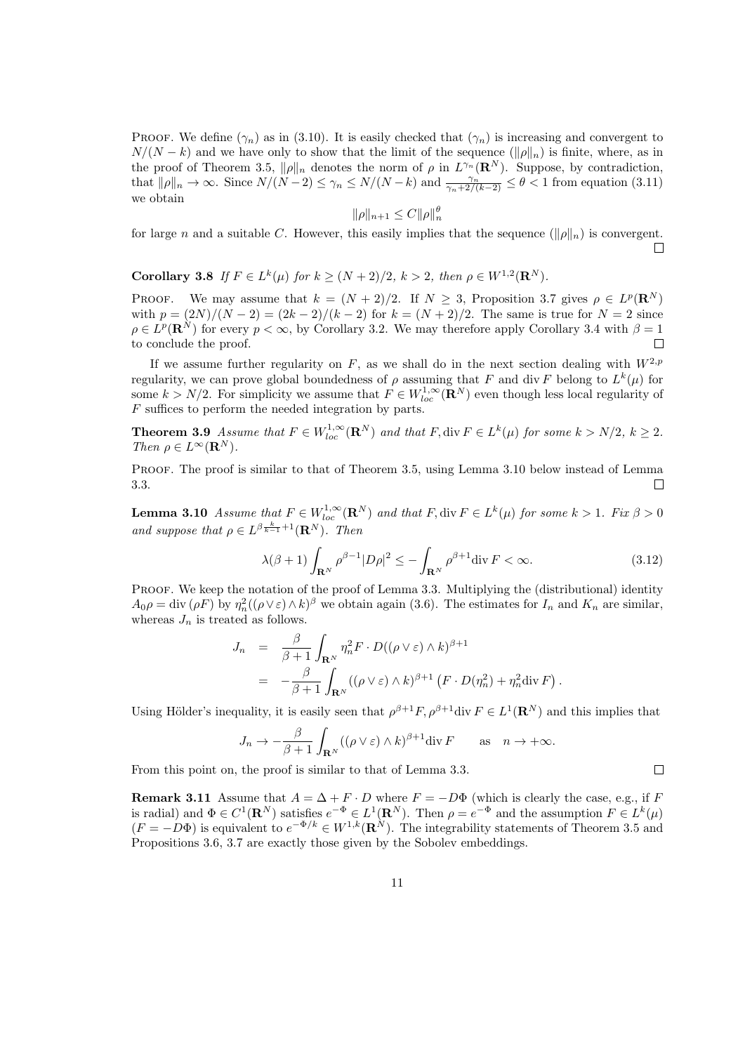PROOF. We define $(\gamma_n)$ as in (3.10). It is easily checked that $(\gamma_n)$ is increasing and convergent to $N/(N-k)$ and we have only to show that the limit of the sequence $(\|\rho\|_n)$ is finite, where, as in the proof of Theorem 3.5, $\|\rho\|_n$ denotes the norm of $\rho$ in $L^{\gamma_n}(\mathbf{R}^N)$. Suppose, by contradiction, that $\|\rho\|_n \to \infty$. Since $N/(N-2) \leq \gamma_n \leq N/(N-k)$ and $\frac{\gamma_n}{\gamma_n + 2/(k-2)} \leq \theta < 1$ from equation (3.11) we obtain

$$\|\rho\|_{n+1} \leq C \|\rho\|_n^\theta$$

for large $n$ and a suitable $C$. However, this easily implies that the sequence $(\|\rho\|_n)$ is convergent. □

**Corollary 3.8** *If $F \in L^k(\mu)$ for $k \geq (N+2)/2$, $k > 2$, then $\rho \in W^{1,2}(\mathbf{R}^N)$.*

PROOF. We may assume that $k = (N+2)/2$. If $N \geq 3$, Proposition 3.7 gives $\rho \in L^p(\mathbf{R}^N)$ with $p = (2N)/(N-2) = (2k-2)/(k-2)$ for $k = (N+2)/2$. The same is true for $N = 2$ since $\rho \in L^p(\mathbf{R}^N)$ for every $p < \infty$, by Corollary 3.2. We may therefore apply Corollary 3.4 with $\beta = 1$ to conclude the proof. □

If we assume further regularity on $F$, as we shall do in the next section dealing with $W^{2,p}$ regularity, we can prove global boundedness of $\rho$ assuming that $F$ and $\operatorname{div} F$ belong to $L^k(\mu)$ for some $k > N/2$. For simplicity we assume that $F \in W^{1,\infty}_{loc}(\mathbf{R}^N)$ even though less local regularity of $F$ suffices to perform the needed integration by parts.

**Theorem 3.9** *Assume that $F \in W^{1,\infty}_{loc}(\mathbf{R}^N)$ and that $F, \operatorname{div} F \in L^k(\mu)$ for some $k > N/2$, $k \geq 2$. Then $\rho \in L^\infty(\mathbf{R}^N)$.*

PROOF. The proof is similar to that of Theorem 3.5, using Lemma 3.10 below instead of Lemma 3.3. □

**Lemma 3.10** *Assume that $F \in W^{1,\infty}_{loc}(\mathbf{R}^N)$ and that $F, \operatorname{div} F \in L^k(\mu)$ for some $k > 1$. Fix $\beta > 0$ and suppose that $\rho \in L^{\beta\frac{k}{k-1}+1}(\mathbf{R}^N)$. Then*

$$\lambda(\beta+1)\int_{\mathbf{R}^N} \rho^{\beta-1}|D\rho|^2 \leq -\int_{\mathbf{R}^N} \rho^{\beta+1} \operatorname{div} F < \infty. \tag{3.12}$$

PROOF. We keep the notation of the proof of Lemma 3.3. Multiplying the (distributional) identity $A_0\rho = \operatorname{div}(\rho F)$ by $\eta_n^2((\rho \vee \varepsilon) \wedge k)^\beta$ we obtain again (3.6). The estimates for $I_n$ and $K_n$ are similar, whereas $J_n$ is treated as follows.

$$\begin{aligned}
J_n &= \frac{\beta}{\beta+1}\int_{\mathbf{R}^N} \eta_n^2 F \cdot D((\rho \vee \varepsilon) \wedge k)^{\beta+1} \\
&= -\frac{\beta}{\beta+1}\int_{\mathbf{R}^N} ((\rho \vee \varepsilon) \wedge k)^{\beta+1}\left(F \cdot D(\eta_n^2) + \eta_n^2 \operatorname{div} F\right).
\end{aligned}$$

Using Hölder's inequality, it is easily seen that $\rho^{\beta+1}F, \rho^{\beta+1}\operatorname{div} F \in L^1(\mathbf{R}^N)$ and this implies that

$$J_n \to -\frac{\beta}{\beta+1}\int_{\mathbf{R}^N} ((\rho \vee \varepsilon) \wedge k)^{\beta+1} \operatorname{div} F \qquad \text{as} \quad n \to +\infty.$$

From this point on, the proof is similar to that of Lemma 3.3. □

**Remark 3.11** Assume that $A = \Delta + F \cdot D$ where $F = -D\Phi$ (which is clearly the case, e.g., if $F$ is radial) and $\Phi \in C^1(\mathbf{R}^N)$ satisfies $e^{-\Phi} \in L^1(\mathbf{R}^N)$. Then $\rho = e^{-\Phi}$ and the assumption $F \in L^k(\mu)$ ($F = -D\Phi$) is equivalent to $e^{-\Phi/k} \in W^{1,k}(\mathbf{R}^N)$. The integrability statements of Theorem 3.5 and Propositions 3.6, 3.7 are exactly those given by the Sobolev embeddings.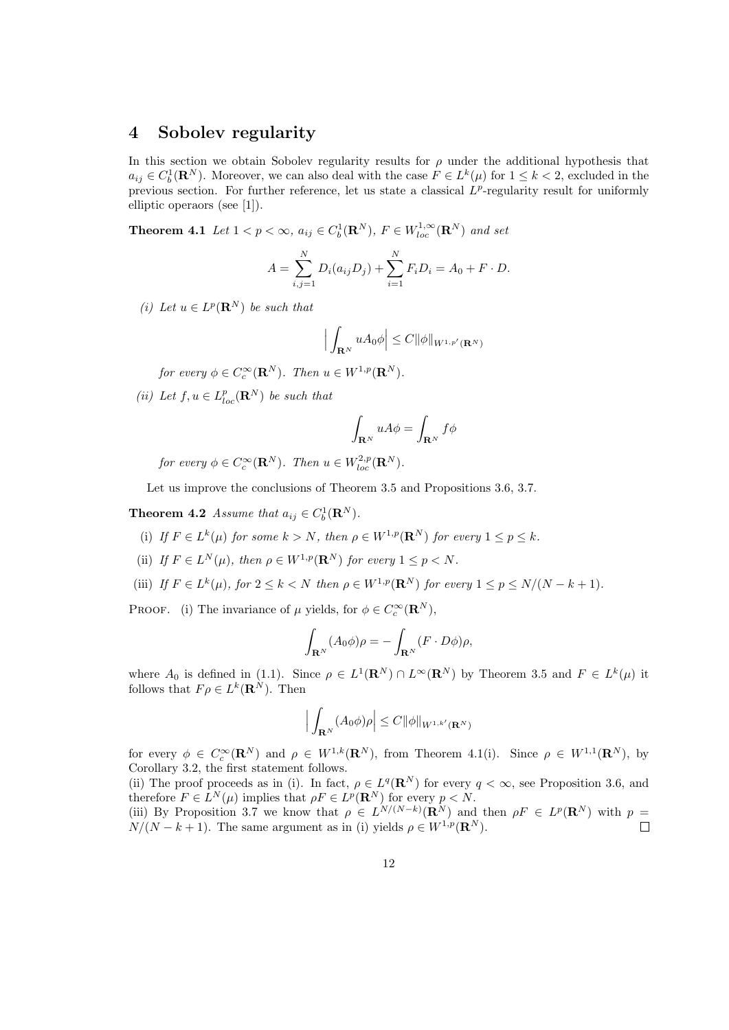## 4 Sobolev regularity

In this section we obtain Sobolev regularity results for $\rho$ under the additional hypothesis that $a_{ij} \in C_b^1(\mathbf{R}^N)$. Moreover, we can also deal with the case $F \in L^k(\mu)$ for $1 \le k < 2$, excluded in the previous section. For further reference, let us state a classical $L^p$-regularity result for uniformly elliptic operaors (see [1]).

**Theorem 4.1** *Let $1 < p < \infty$, $a_{ij} \in C_b^1(\mathbf{R}^N)$, $F \in W^{1,\infty}_{loc}(\mathbf{R}^N)$ and set*

$$A = \sum_{i,j=1}^{N} D_i(a_{ij}D_j) + \sum_{i=1}^{N} F_i D_i = A_0 + F \cdot D.$$

*(i) Let $u \in L^p(\mathbf{R}^N)$ be such that*

$$\Big| \int_{\mathbf{R}^N} u A_0 \phi \Big| \le C \|\phi\|_{W^{1,p'}(\mathbf{R}^N)}$$

*for every $\phi \in C_c^\infty(\mathbf{R}^N)$. Then $u \in W^{1,p}(\mathbf{R}^N)$.*

*(ii) Let $f, u \in L^p_{loc}(\mathbf{R}^N)$ be such that*

$$\int_{\mathbf{R}^N} u A \phi = \int_{\mathbf{R}^N} f \phi$$

*for every $\phi \in C_c^\infty(\mathbf{R}^N)$. Then $u \in W^{2,p}_{loc}(\mathbf{R}^N)$.*

Let us improve the conclusions of Theorem 3.5 and Propositions 3.6, 3.7.

**Theorem 4.2** *Assume that $a_{ij} \in C_b^1(\mathbf{R}^N)$.*

(i) *If $F \in L^k(\mu)$ for some $k > N$, then $\rho \in W^{1,p}(\mathbf{R}^N)$ for every $1 \le p \le k$.*

(ii) *If $F \in L^N(\mu)$, then $\rho \in W^{1,p}(\mathbf{R}^N)$ for every $1 \le p < N$.*

(iii) *If $F \in L^k(\mu)$, for $2 \le k < N$ then $\rho \in W^{1,p}(\mathbf{R}^N)$ for every $1 \le p \le N/(N-k+1)$.*

Proof. (i) The invariance of $\mu$ yields, for $\phi \in C_c^\infty(\mathbf{R}^N)$,

$$\int_{\mathbf{R}^N} (A_0\phi)\rho = -\int_{\mathbf{R}^N} (F \cdot D\phi)\rho,$$

where $A_0$ is defined in (1.1). Since $\rho \in L^1(\mathbf{R}^N) \cap L^\infty(\mathbf{R}^N)$ by Theorem 3.5 and $F \in L^k(\mu)$ it follows that $F\rho \in L^k(\mathbf{R}^N)$. Then

$$\Big| \int_{\mathbf{R}^N} (A_0\phi)\rho \Big| \le C \|\phi\|_{W^{1,k'}(\mathbf{R}^N)}$$

for every $\phi \in C_c^\infty(\mathbf{R}^N)$ and $\rho \in W^{1,k}(\mathbf{R}^N)$, from Theorem 4.1(i). Since $\rho \in W^{1,1}(\mathbf{R}^N)$, by Corollary 3.2, the first statement follows.

(ii) The proof proceeds as in (i). In fact, $\rho \in L^q(\mathbf{R}^N)$ for every $q < \infty$, see Proposition 3.6, and therefore $F \in L^N(\mu)$ implies that $\rho F \in L^p(\mathbf{R}^N)$ for every $p < N$.

(iii) By Proposition 3.7 we know that $\rho \in L^{N/(N-k)}(\mathbf{R}^N)$ and then $\rho F \in L^p(\mathbf{R}^N)$ with $p = N/(N-k+1)$. The same argument as in (i) yields $\rho \in W^{1,p}(\mathbf{R}^N)$. $\square$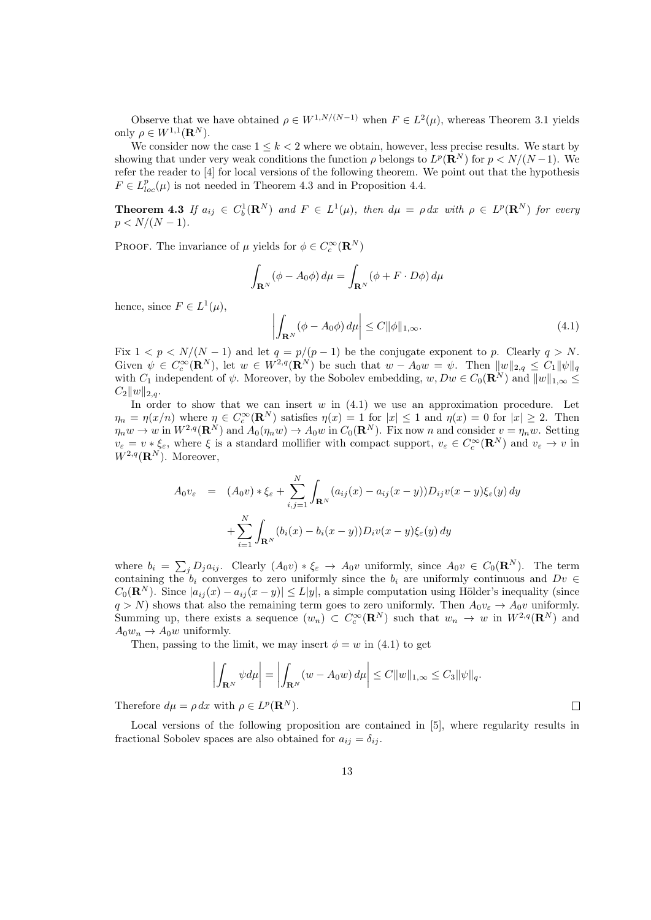Observe that we have obtained $\rho \in W^{1,N/(N-1)}$ when $F \in L^2(\mu)$, whereas Theorem 3.1 yields only $\rho \in W^{1,1}(\mathbf{R}^N)$.

We consider now the case $1 \le k < 2$ where we obtain, however, less precise results. We start by showing that under very weak conditions the function $\rho$ belongs to $L^p(\mathbf{R}^N)$ for $p < N/(N-1)$. We refer the reader to [4] for local versions of the following theorem. We point out that the hypothesis $F \in L^p_{loc}(\mu)$ is not needed in Theorem 4.3 and in Proposition 4.4.

**Theorem 4.3** *If $a_{ij} \in C^1_b(\mathbf{R}^N)$ and $F \in L^1(\mu)$, then $d\mu = \rho\, dx$ with $\rho \in L^p(\mathbf{R}^N)$ for every $p < N/(N-1)$.*

Proof. The invariance of $\mu$ yields for $\phi \in C_c^\infty(\mathbf{R}^N)$

$$\int_{\mathbf{R}^N} (\phi - A_0\phi)\, d\mu = \int_{\mathbf{R}^N} (\phi + F \cdot D\phi)\, d\mu$$

hence, since $F \in L^1(\mu)$,

$$\left| \int_{\mathbf{R}^N} (\phi - A_0\phi)\, d\mu \right| \le C\|\phi\|_{1,\infty}. \tag{4.1}$$

Fix $1 < p < N/(N-1)$ and let $q = p/(p-1)$ be the conjugate exponent to $p$. Clearly $q > N$. Given $\psi \in C_c^\infty(\mathbf{R}^N)$, let $w \in W^{2,q}(\mathbf{R}^N)$ be such that $w - A_0 w = \psi$. Then $\|w\|_{2,q} \le C_1\|\psi\|_q$ with $C_1$ independent of $\psi$. Moreover, by the Sobolev embedding, $w, Dw \in C_0(\mathbf{R}^N)$ and $\|w\|_{1,\infty} \le C_2\|w\|_{2,q}$.

In order to show that we can insert $w$ in (4.1) we use an approximation procedure. Let $\eta_n = \eta(x/n)$ where $\eta \in C_c^\infty(\mathbf{R}^N)$ satisfies $\eta(x) = 1$ for $|x| \le 1$ and $\eta(x) = 0$ for $|x| \ge 2$. Then $\eta_n w \to w$ in $W^{2,q}(\mathbf{R}^N)$ and $A_0(\eta_n w) \to A_0 w$ in $C_0(\mathbf{R}^N)$. Fix now $n$ and consider $v = \eta_n w$. Setting $v_\varepsilon = v * \xi_\varepsilon$, where $\xi$ is a standard mollifier with compact support, $v_\varepsilon \in C_c^\infty(\mathbf{R}^N)$ and $v_\varepsilon \to v$ in $W^{2,q}(\mathbf{R}^N)$. Moreover,

$$\begin{aligned} A_0 v_\varepsilon &= (A_0 v) * \xi_\varepsilon + \sum_{i,j=1}^N \int_{\mathbf{R}^N} (a_{ij}(x) - a_{ij}(x-y)) D_{ij} v(x-y) \xi_\varepsilon(y)\, dy \\ &\quad + \sum_{i=1}^N \int_{\mathbf{R}^N} (b_i(x) - b_i(x-y)) D_i v(x-y) \xi_\varepsilon(y)\, dy \end{aligned}$$

where $b_i = \sum_j D_j a_{ij}$. Clearly $(A_0 v) * \xi_\varepsilon \to A_0 v$ uniformly, since $A_0 v \in C_0(\mathbf{R}^N)$. The term containing the $b_i$ converges to zero uniformly since the $b_i$ are uniformly continuous and $Dv \in C_0(\mathbf{R}^N)$. Since $|a_{ij}(x) - a_{ij}(x-y)| \le L|y|$, a simple computation using Hölder's inequality (since $q > N$) shows that also the remaining term goes to zero uniformly. Then $A_0 v_\varepsilon \to A_0 v$ uniformly. Summing up, there exists a sequence $(w_n) \subset C_c^\infty(\mathbf{R}^N)$ such that $w_n \to w$ in $W^{2,q}(\mathbf{R}^N)$ and $A_0 w_n \to A_0 w$ uniformly.

Then, passing to the limit, we may insert $\phi = w$ in (4.1) to get

$$\left| \int_{\mathbf{R}^N} \psi d\mu \right| = \left| \int_{\mathbf{R}^N} (w - A_0 w)\, d\mu \right| \le C\|w\|_{1,\infty} \le C_3\|\psi\|_q.$$

Therefore $d\mu = \rho\, dx$ with $\rho \in L^p(\mathbf{R}^N)$. $\square$

Local versions of the following proposition are contained in [5], where regularity results in fractional Sobolev spaces are also obtained for $a_{ij} = \delta_{ij}$.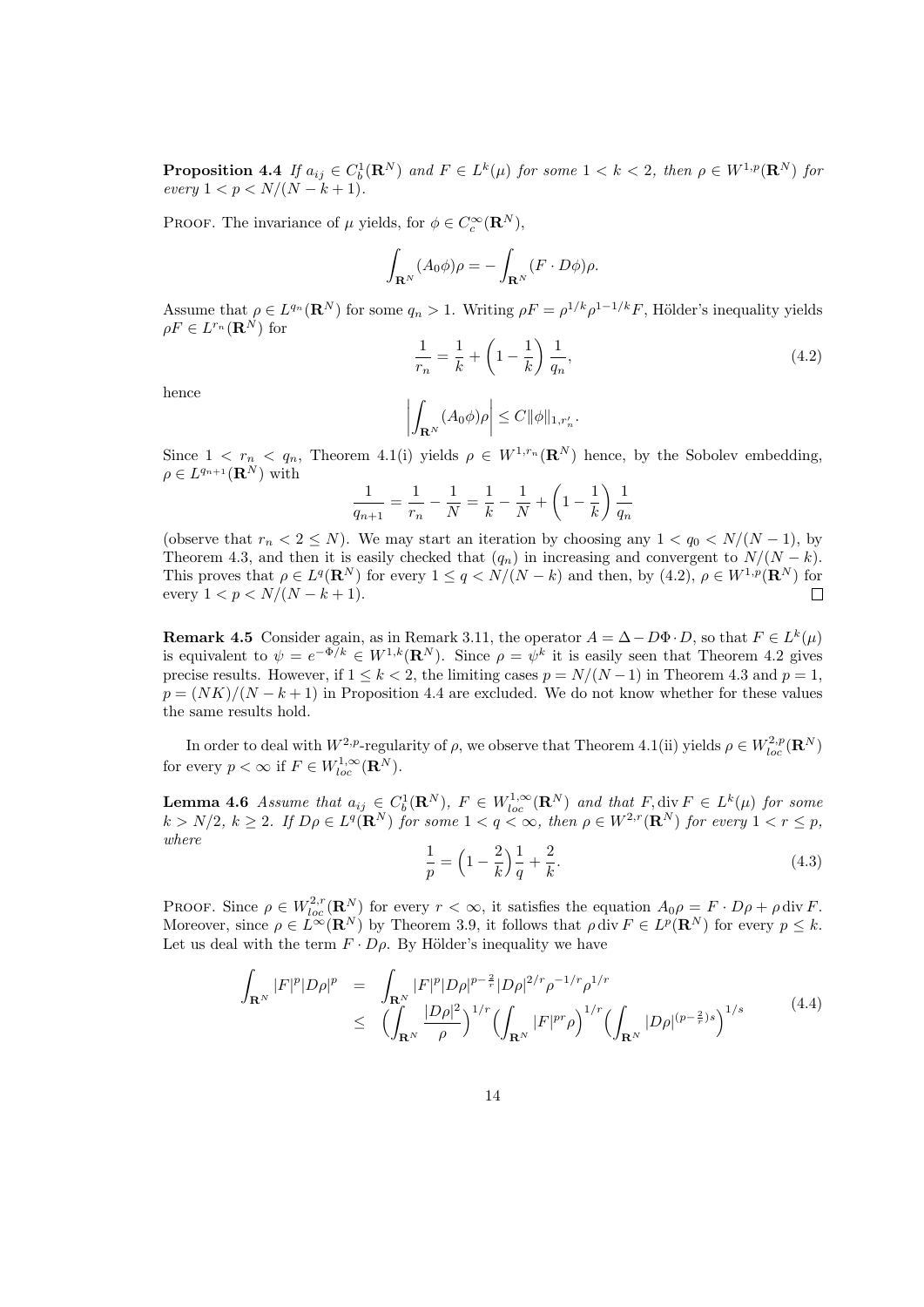**Proposition 4.4** *If $a_{ij} \in C_b^1(\mathbf{R}^N)$ and $F \in L^k(\mu)$ for some $1 < k < 2$, then $\rho \in W^{1,p}(\mathbf{R}^N)$ for every $1 < p < N/(N-k+1)$.*

PROOF. The invariance of $\mu$ yields, for $\phi \in C_c^\infty(\mathbf{R}^N)$,

$$\int_{\mathbf{R}^N} (A_0\phi)\rho = -\int_{\mathbf{R}^N} (F \cdot D\phi)\rho.$$

Assume that $\rho \in L^{q_n}(\mathbf{R}^N)$ for some $q_n > 1$. Writing $\rho F = \rho^{1/k}\rho^{1-1/k}F$, Hölder's inequality yields $\rho F \in L^{r_n}(\mathbf{R}^N)$ for

$$\frac{1}{r_n} = \frac{1}{k} + \left(1 - \frac{1}{k}\right)\frac{1}{q_n}, \tag{4.2}$$

hence

$$\left| \int_{\mathbf{R}^N} (A_0\phi)\rho \right| \le C\|\phi\|_{1,r_n'}.$$

Since $1 < r_n < q_n$, Theorem 4.1(i) yields $\rho \in W^{1,r_n}(\mathbf{R}^N)$ hence, by the Sobolev embedding, $\rho \in L^{q_{n+1}}(\mathbf{R}^N)$ with

$$\frac{1}{q_{n+1}} = \frac{1}{r_n} - \frac{1}{N} = \frac{1}{k} - \frac{1}{N} + \left(1 - \frac{1}{k}\right)\frac{1}{q_n}$$

(observe that $r_n < 2 \le N$). We may start an iteration by choosing any $1 < q_0 < N/(N-1)$, by Theorem 4.3, and then it is easily checked that $(q_n)$ in increasing and convergent to $N/(N-k)$. This proves that $\rho \in L^q(\mathbf{R}^N)$ for every $1 \le q < N/(N-k)$ and then, by (4.2), $\rho \in W^{1,p}(\mathbf{R}^N)$ for every $1 < p < N/(N-k+1)$. $\square$

**Remark 4.5** Consider again, as in Remark 3.11, the operator $A = \Delta - D\Phi \cdot D$, so that $F \in L^k(\mu)$ is equivalent to $\psi = e^{-\Phi/k} \in W^{1,k}(\mathbf{R}^N)$. Since $\rho = \psi^k$ it is easily seen that Theorem 4.2 gives precise results. However, if $1 \le k < 2$, the limiting cases $p = N/(N-1)$ in Theorem 4.3 and $p = 1$, $p = (NK)/(N-k+1)$ in Proposition 4.4 are excluded. We do not know whether for these values the same results hold.

In order to deal with $W^{2,p}$-regularity of $\rho$, we observe that Theorem 4.1(ii) yields $\rho \in W^{2,p}_{loc}(\mathbf{R}^N)$ for every $p < \infty$ if $F \in W^{1,\infty}_{loc}(\mathbf{R}^N)$.

**Lemma 4.6** *Assume that $a_{ij} \in C_b^1(\mathbf{R}^N)$, $F \in W^{1,\infty}_{loc}(\mathbf{R}^N)$ and that $F, \operatorname{div} F \in L^k(\mu)$ for some $k > N/2$, $k \ge 2$. If $D\rho \in L^q(\mathbf{R}^N)$ for some $1 < q < \infty$, then $\rho \in W^{2,r}(\mathbf{R}^N)$ for every $1 < r \le p$, where*

$$\frac{1}{p} = \Big(1 - \frac{2}{k}\Big)\frac{1}{q} + \frac{2}{k}. \tag{4.3}$$

PROOF. Since $\rho \in W^{2,r}_{loc}(\mathbf{R}^N)$ for every $r < \infty$, it satisfies the equation $A_0\rho = F \cdot D\rho + \rho \operatorname{div} F$. Moreover, since $\rho \in L^\infty(\mathbf{R}^N)$ by Theorem 3.9, it follows that $\rho \operatorname{div} F \in L^p(\mathbf{R}^N)$ for every $p \le k$. Let us deal with the term $F \cdot D\rho$. By Hölder's inequality we have

$$\begin{aligned} \int_{\mathbf{R}^N} |F|^p|D\rho|^p &= \int_{\mathbf{R}^N} |F|^p|D\rho|^{p-\frac{2}{r}}|D\rho|^{2/r}\rho^{-1/r}\rho^{1/r} \\ &\le \Big(\int_{\mathbf{R}^N} \frac{|D\rho|^2}{\rho}\Big)^{1/r}\Big(\int_{\mathbf{R}^N} |F|^{pr}\rho\Big)^{1/r}\Big(\int_{\mathbf{R}^N} |D\rho|^{(p-\frac{2}{r})s}\Big)^{1/s} \end{aligned} \tag{4.4}$$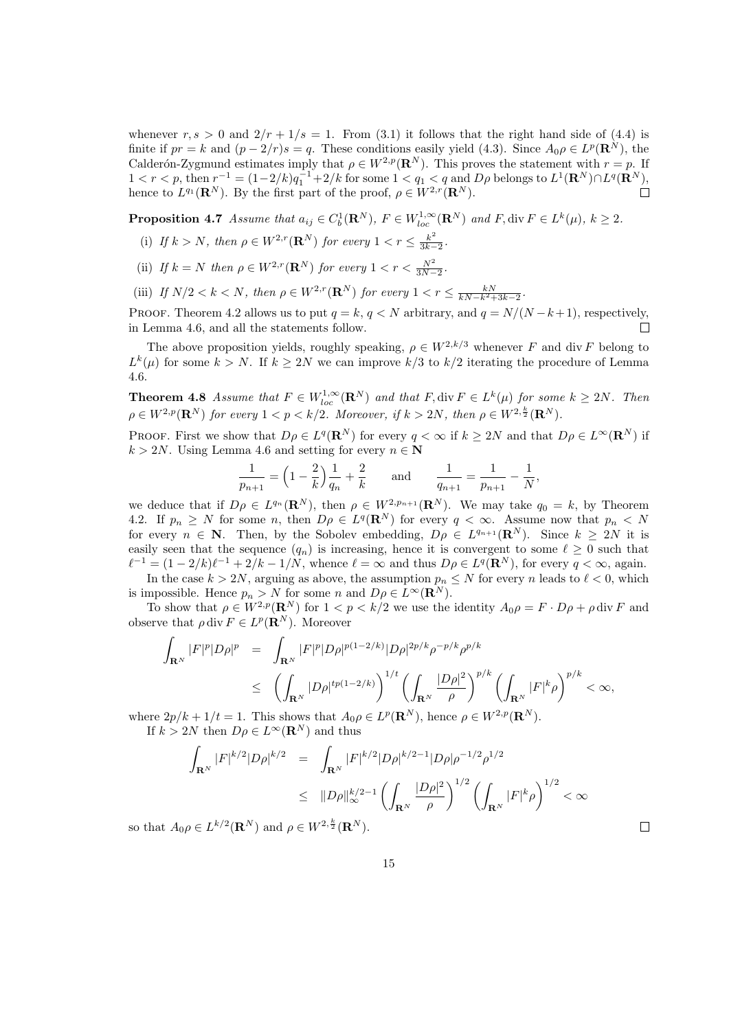whenever $r,s>0$ and $2/r+1/s=1$. From (3.1) it follows that the right hand side of (4.4) is finite if $pr=k$ and $(p-2/r)s=q$. These conditions easily yield (4.3). Since $A_0\rho\in L^p(\mathbf{R}^N)$, the Calderón-Zygmund estimates imply that $\rho\in W^{2,p}(\mathbf{R}^N)$. This proves the statement with $r=p$. If $1<r<p$, then $r^{-1}=(1-2/k)q_1^{-1}+2/k$ for some $1<q_1<q$ and $D\rho$ belongs to $L^1(\mathbf{R}^N)\cap L^q(\mathbf{R}^N)$, hence to $L^{q_1}(\mathbf{R}^N)$. By the first part of the proof, $\rho\in W^{2,r}(\mathbf{R}^N)$. □

**Proposition 4.7** *Assume that $a_{ij}\in C^1_b(\mathbf{R}^N)$, $F\in W^{1,\infty}_{loc}(\mathbf{R}^N)$ and $F,\operatorname{div}F\in L^k(\mu)$, $k\geq 2$.*

(i) *If $k>N$, then $\rho\in W^{2,r}(\mathbf{R}^N)$ for every $1<r\leq\frac{k^2}{3k-2}$.*

(ii) *If $k=N$ then $\rho\in W^{2,r}(\mathbf{R}^N)$ for every $1<r<\frac{N^2}{3N-2}$.*

(iii) *If $N/2<k<N$, then $\rho\in W^{2,r}(\mathbf{R}^N)$ for every $1<r\leq\frac{kN}{kN-k^2+3k-2}$.*

Proof. Theorem 4.2 allows us to put $q=k$, $q<N$ arbitrary, and $q=N/(N-k+1)$, respectively, in Lemma 4.6, and all the statements follow. □

The above proposition yields, roughly speaking, $\rho\in W^{2,k/3}$ whenever $F$ and $\operatorname{div}F$ belong to $L^k(\mu)$ for some $k>N$. If $k\geq 2N$ we can improve $k/3$ to $k/2$ iterating the procedure of Lemma 4.6.

**Theorem 4.8** *Assume that $F\in W^{1,\infty}_{loc}(\mathbf{R}^N)$ and that $F,\operatorname{div}F\in L^k(\mu)$ for some $k\geq 2N$. Then $\rho\in W^{2,p}(\mathbf{R}^N)$ for every $1<p<k/2$. Moreover, if $k>2N$, then $\rho\in W^{2,\frac{k}{2}}(\mathbf{R}^N)$.*

Proof. First we show that $D\rho\in L^q(\mathbf{R}^N)$ for every $q<\infty$ if $k\geq 2N$ and that $D\rho\in L^\infty(\mathbf{R}^N)$ if $k>2N$. Using Lemma 4.6 and setting for every $n\in\mathbf{N}$

$$\frac{1}{p_{n+1}}=\Big(1-\frac{2}{k}\Big)\frac{1}{q_n}+\frac{2}{k}\qquad\text{and}\qquad\frac{1}{q_{n+1}}=\frac{1}{p_{n+1}}-\frac{1}{N},$$

we deduce that if $D\rho\in L^{q_n}(\mathbf{R}^N)$, then $\rho\in W^{2,p_{n+1}}(\mathbf{R}^N)$. We may take $q_0=k$, by Theorem 4.2. If $p_n\geq N$ for some $n$, then $D\rho\in L^q(\mathbf{R}^N)$ for every $q<\infty$. Assume now that $p_n<N$ for every $n\in\mathbf{N}$. Then, by the Sobolev embedding, $D\rho\in L^{q_{n+1}}(\mathbf{R}^N)$. Since $k\geq 2N$ it is easily seen that the sequence $(q_n)$ is increasing, hence it is convergent to some $\ell\geq 0$ such that $\ell^{-1}=(1-2/k)\ell^{-1}+2/k-1/N$, whence $\ell=\infty$ and thus $D\rho\in L^q(\mathbf{R}^N)$, for every $q<\infty$, again.

In the case $k>2N$, arguing as above, the assumption $p_n\leq N$ for every $n$ leads to $\ell<0$, which is impossible. Hence $p_n>N$ for some $n$ and $D\rho\in L^\infty(\mathbf{R}^N)$.

To show that $\rho\in W^{2,p}(\mathbf{R}^N)$ for $1<p<k/2$ we use the identity $A_0\rho=F\cdot D\rho+\rho\operatorname{div}F$ and observe that $\rho\operatorname{div}F\in L^p(\mathbf{R}^N)$. Moreover

$$\begin{aligned}\int_{\mathbf{R}^N}|F|^p|D\rho|^p &= \int_{\mathbf{R}^N}|F|^p|D\rho|^{p(1-2/k)}|D\rho|^{2p/k}\rho^{-p/k}\rho^{p/k}\\ &\leq \left(\int_{\mathbf{R}^N}|D\rho|^{tp(1-2/k)}\right)^{1/t}\left(\int_{\mathbf{R}^N}\frac{|D\rho|^2}{\rho}\right)^{p/k}\left(\int_{\mathbf{R}^N}|F|^k\rho\right)^{p/k}<\infty,\end{aligned}$$

where $2p/k+1/t=1$. This shows that $A_0\rho\in L^p(\mathbf{R}^N)$, hence $\rho\in W^{2,p}(\mathbf{R}^N)$.

If $k>2N$ then $D\rho\in L^\infty(\mathbf{R}^N)$ and thus

$$\begin{aligned}\int_{\mathbf{R}^N}|F|^{k/2}|D\rho|^{k/2} &= \int_{\mathbf{R}^N}|F|^{k/2}|D\rho|^{k/2-1}|D\rho|\rho^{-1/2}\rho^{1/2}\\ &\leq \|D\rho\|_\infty^{k/2-1}\left(\int_{\mathbf{R}^N}\frac{|D\rho|^2}{\rho}\right)^{1/2}\left(\int_{\mathbf{R}^N}|F|^k\rho\right)^{1/2}<\infty\end{aligned}$$

so that $A_0\rho\in L^{k/2}(\mathbf{R}^N)$ and $\rho\in W^{2,\frac{k}{2}}(\mathbf{R}^N)$. □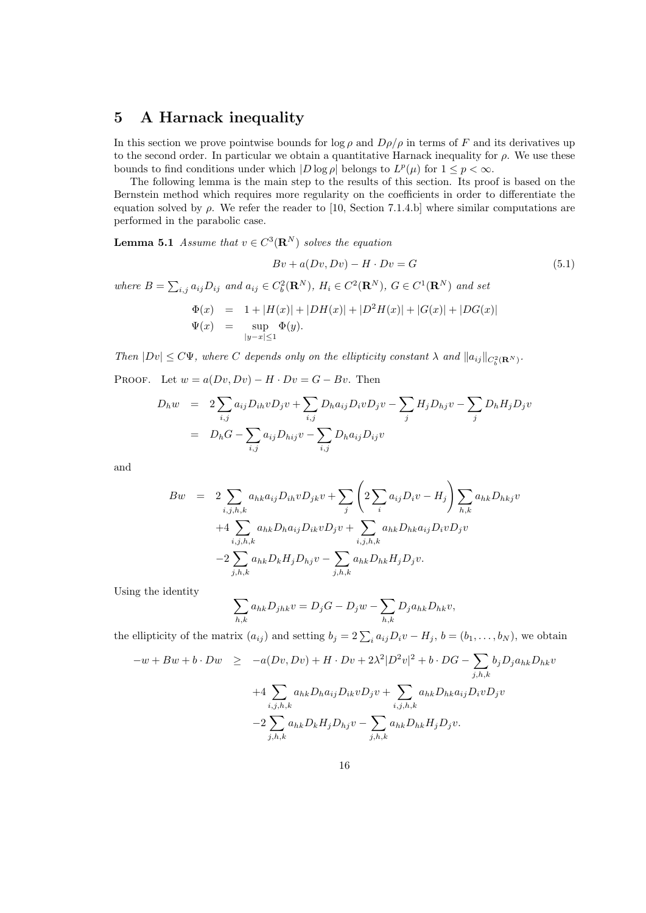## 5 A Harnack inequality

In this section we prove pointwise bounds for $\log\rho$ and $D\rho/\rho$ in terms of $F$ and its derivatives up to the second order. In particular we obtain a quantitative Harnack inequality for $\rho$. We use these bounds to find conditions under which $|D\log\rho|$ belongs to $L^p(\mu)$ for $1 \le p < \infty$.

The following lemma is the main step to the results of this section. Its proof is based on the Bernstein method which requires more regularity on the coefficients in order to differentiate the equation solved by $\rho$. We refer the reader to [10, Section 7.1.4.b] where similar computations are performed in the parabolic case.

**Lemma 5.1** *Assume that $v \in C^3(\mathbf{R}^N)$ solves the equation*

$$Bv + a(Dv, Dv) - H \cdot Dv = G \tag{5.1}$$

*where $B = \sum_{i,j} a_{ij} D_{ij}$ and $a_{ij} \in C^2_b(\mathbf{R}^N)$, $H_i \in C^2(\mathbf{R}^N)$, $G \in C^1(\mathbf{R}^N)$ and set*

$$\begin{aligned}
\Phi(x) &= 1 + |H(x)| + |DH(x)| + |D^2H(x)| + |G(x)| + |DG(x)| \\
\Psi(x) &= \sup_{|y-x|\le 1} \Phi(y).
\end{aligned}$$

*Then $|Dv| \le C\Psi$, where $C$ depends only on the ellipticity constant $\lambda$ and $\|a_{ij}\|_{C^2_b(\mathbf{R}^N)}$.*

Proof. Let $w = a(Dv, Dv) - H \cdot Dv = G - Bv$. Then

$$\begin{aligned}
D_h w &= 2\sum_{i,j} a_{ij} D_{ih} v D_j v + \sum_{i,j} D_h a_{ij} D_i v D_j v - \sum_j H_j D_{hj} v - \sum_j D_h H_j D_j v \\
&= D_h G - \sum_{i,j} a_{ij} D_{hij} v - \sum_{i,j} D_h a_{ij} D_{ij} v
\end{aligned}$$

and

$$\begin{aligned}
Bw &= 2\sum_{i,j,h,k} a_{hk} a_{ij} D_{ih} v D_{jk} v + \sum_j \left(2\sum_i a_{ij} D_i v - H_j\right) \sum_{h,k} a_{hk} D_{hkj} v \\
&\quad + 4\sum_{i,j,h,k} a_{hk} D_h a_{ij} D_{ik} v D_j v + \sum_{i,j,h,k} a_{hk} D_{hk} a_{ij} D_i v D_j v \\
&\quad - 2\sum_{j,h,k} a_{hk} D_k H_j D_{hj} v - \sum_{j,h,k} a_{hk} D_{hk} H_j D_j v.
\end{aligned}$$

Using the identity

$$\sum_{h,k} a_{hk} D_{jhk} v = D_j G - D_j w - \sum_{h,k} D_j a_{hk} D_{hk} v,$$

the ellipticity of the matrix $(a_{ij})$ and setting $b_j = 2\sum_i a_{ij} D_i v - H_j$, $b = (b_1, \ldots, b_N)$, we obtain

$$\begin{aligned}
-w + Bw + b \cdot Dw &\ge -a(Dv, Dv) + H \cdot Dv + 2\lambda^2 |D^2 v|^2 + b \cdot DG - \sum_{j,h,k} b_j D_j a_{hk} D_{hk} v \\
&\quad + 4\sum_{i,j,h,k} a_{hk} D_h a_{ij} D_{ik} v D_j v + \sum_{i,j,h,k} a_{hk} D_{hk} a_{ij} D_i v D_j v \\
&\quad - 2\sum_{j,h,k} a_{hk} D_k H_j D_{hj} v - \sum_{j,h,k} a_{hk} D_{hk} H_j D_j v.
\end{aligned}$$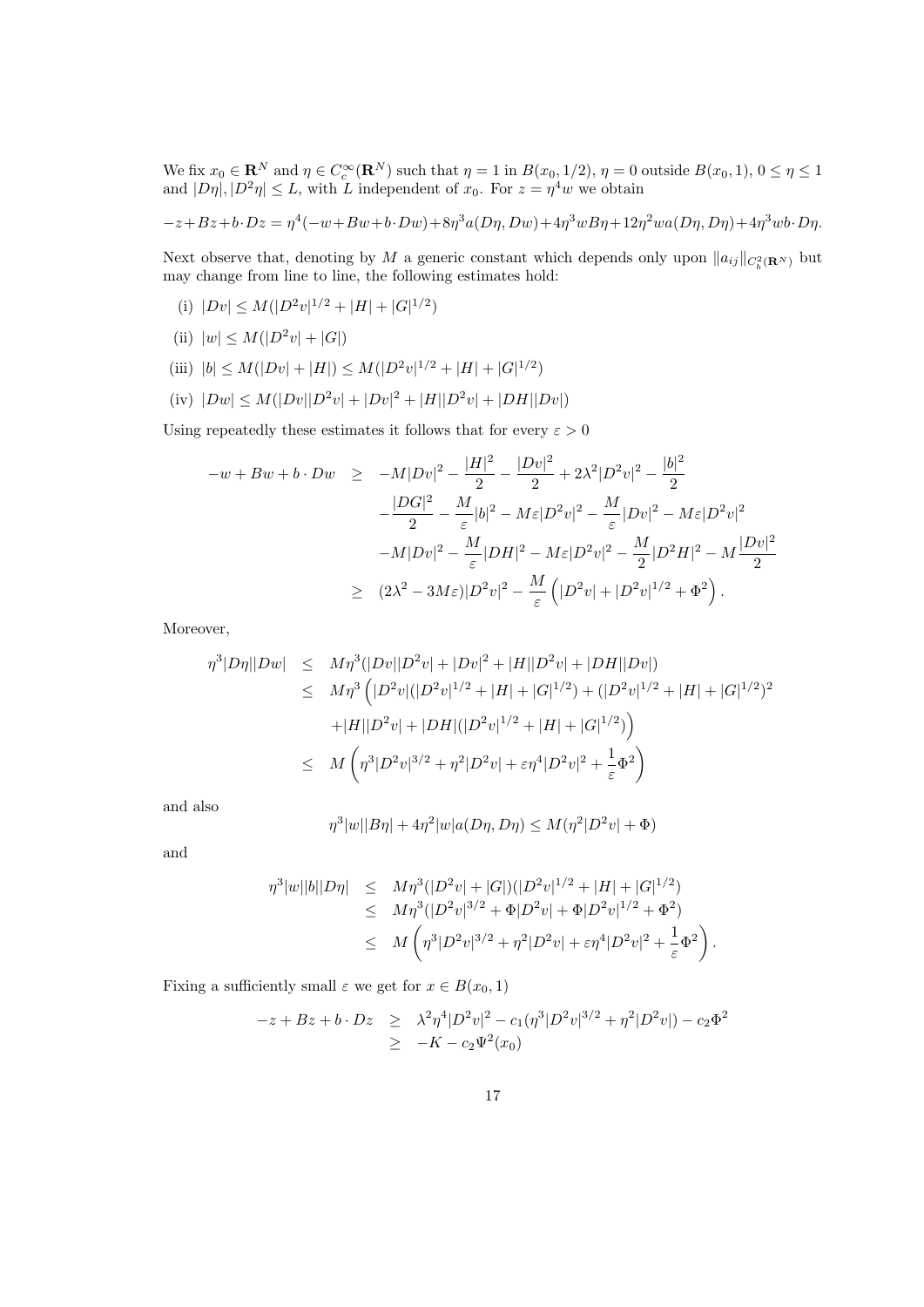We fix $x_0 \in \mathbf{R}^N$ and $\eta \in C_c^\infty(\mathbf{R}^N)$ such that $\eta = 1$ in $B(x_0, 1/2)$, $\eta = 0$ outside $B(x_0, 1)$, $0 \le \eta \le 1$ and $|D\eta|, |D^2\eta| \le L$, with $L$ independent of $x_0$. For $z = \eta^4 w$ we obtain

$$-z+Bz+b\cdot Dz = \eta^4(-w+Bw+b\cdot Dw)+8\eta^3 a(D\eta, Dw)+4\eta^3 wB\eta+12\eta^2 wa(D\eta, D\eta)+4\eta^3 wb\cdot D\eta.$$

Next observe that, denoting by $M$ a generic constant which depends only upon $\|a_{ij}\|_{C_b^2(\mathbf{R}^N)}$ but may change from line to line, the following estimates hold:

(i) $|Dv| \le M(|D^2v|^{1/2} + |H| + |G|^{1/2})$

(ii) $|w| \le M(|D^2v| + |G|)$

(iii) $|b| \le M(|Dv| + |H|) \le M(|D^2v|^{1/2} + |H| + |G|^{1/2})$

(iv) $|Dw| \le M(|Dv||D^2v| + |Dv|^2 + |H||D^2v| + |DH||Dv|)$

Using repeatedly these estimates it follows that for every $\varepsilon > 0$

$$\begin{aligned}
-w + Bw + b\cdot Dw \quad &\ge \quad -M|Dv|^2 - \frac{|H|^2}{2} - \frac{|Dv|^2}{2} + 2\lambda^2|D^2v|^2 - \frac{|b|^2}{2} \\
&\quad -\frac{|DG|^2}{2} - \frac{M}{\varepsilon}|b|^2 - M\varepsilon|D^2v|^2 - \frac{M}{\varepsilon}|Dv|^2 - M\varepsilon|D^2v|^2 \\
&\quad -M|Dv|^2 - \frac{M}{\varepsilon}|DH|^2 - M\varepsilon|D^2v|^2 - \frac{M}{2}|D^2H|^2 - M\frac{|Dv|^2}{2} \\
&\ge \quad (2\lambda^2 - 3M\varepsilon)|D^2v|^2 - \frac{M}{\varepsilon}\left(|D^2v| + |D^2v|^{1/2} + \Phi^2\right).
\end{aligned}$$

Moreover,

$$\begin{aligned}
\eta^3|D\eta||Dw| \quad &\le \quad M\eta^3(|Dv||D^2v| + |Dv|^2 + |H||D^2v| + |DH||Dv|) \\
&\le \quad M\eta^3\Big(|D^2v|(|D^2v|^{1/2} + |H| + |G|^{1/2}) + (|D^2v|^{1/2} + |H| + |G|^{1/2})^2 \\
&\quad +|H||D^2v| + |DH|(|D^2v|^{1/2} + |H| + |G|^{1/2})\Big) \\
&\le \quad M\left(\eta^3|D^2v|^{3/2} + \eta^2|D^2v| + \varepsilon\eta^4|D^2v|^2 + \frac{1}{\varepsilon}\Phi^2\right)
\end{aligned}$$

and also

$$\eta^3|w||B\eta| + 4\eta^2|w|a(D\eta, D\eta) \le M(\eta^2|D^2v| + \Phi)$$

and

$$\begin{aligned}
\eta^3|w||b||D\eta| \quad &\le \quad M\eta^3(|D^2v| + |G|)(|D^2v|^{1/2} + |H| + |G|^{1/2}) \\
&\le \quad M\eta^3(|D^2v|^{3/2} + \Phi|D^2v| + \Phi|D^2v|^{1/2} + \Phi^2) \\
&\le \quad M\left(\eta^3|D^2v|^{3/2} + \eta^2|D^2v| + \varepsilon\eta^4|D^2v|^2 + \frac{1}{\varepsilon}\Phi^2\right).
\end{aligned}$$

Fixing a sufficiently small $\varepsilon$ we get for $x \in B(x_0, 1)$

$$\begin{aligned}
-z + Bz + b\cdot Dz \quad &\ge \quad \lambda^2\eta^4|D^2v|^2 - c_1(\eta^3|D^2v|^{3/2} + \eta^2|D^2v|) - c_2\Phi^2 \\
&\ge \quad -K - c_2\Psi^2(x_0)
\end{aligned}$$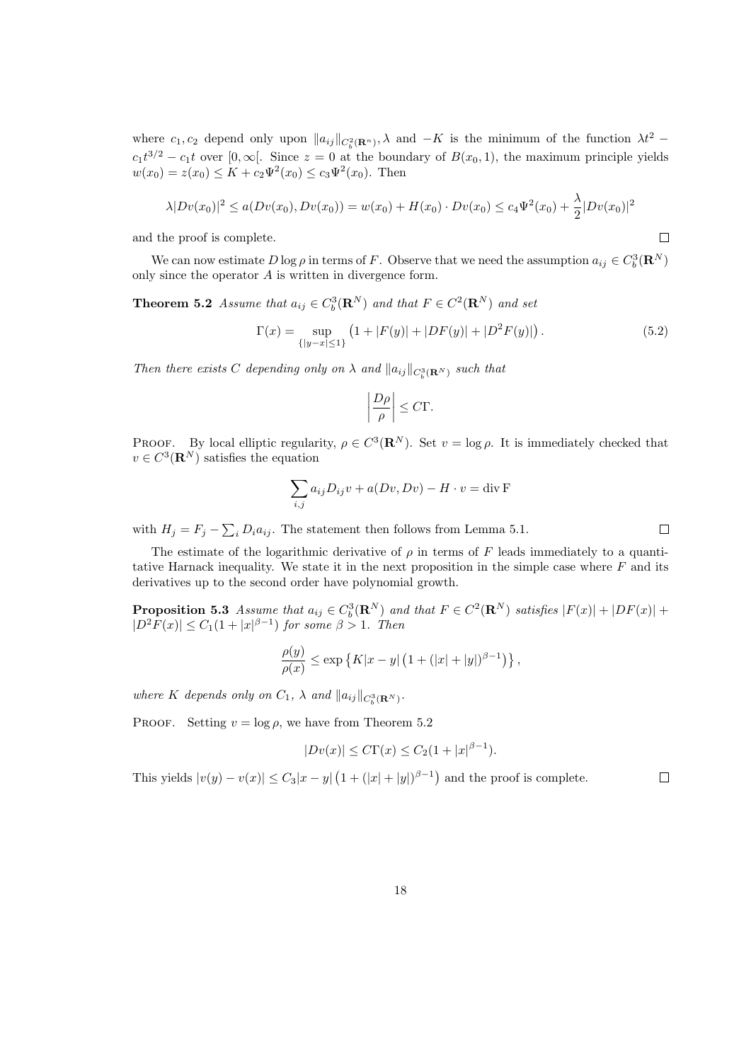where $c_1, c_2$ depend only upon $\|a_{ij}\|_{C_b^2(\mathbf{R}^n)}, \lambda$ and $-K$ is the minimum of the function $\lambda t^2 - c_1 t^{3/2} - c_1 t$ over $[0, \infty[$. Since $z = 0$ at the boundary of $B(x_0, 1)$, the maximum principle yields $w(x_0) = z(x_0) \leq K + c_2 \Psi^2(x_0) \leq c_3 \Psi^2(x_0)$. Then

$$\lambda |Dv(x_0)|^2 \leq a(Dv(x_0), Dv(x_0)) = w(x_0) + H(x_0) \cdot Dv(x_0) \leq c_4 \Psi^2(x_0) + \frac{\lambda}{2} |Dv(x_0)|^2$$

and the proof is complete. □

We can now estimate $D \log \rho$ in terms of $F$. Observe that we need the assumption $a_{ij} \in C_b^3(\mathbf{R}^N)$ only since the operator $A$ is written in divergence form.

**Theorem 5.2** *Assume that $a_{ij} \in C_b^3(\mathbf{R}^N)$ and that $F \in C^2(\mathbf{R}^N)$ and set*

$$\Gamma(x) = \sup_{\{|y-x| \leq 1\}} \left(1 + |F(y)| + |DF(y)| + |D^2 F(y)|\right). \tag{5.2}$$

*Then there exists $C$ depending only on $\lambda$ and $\|a_{ij}\|_{C_b^3(\mathbf{R}^N)}$ such that*

$$\left| \frac{D\rho}{\rho} \right| \leq C\Gamma.$$

Proof. By local elliptic regularity, $\rho \in C^3(\mathbf{R}^N)$. Set $v = \log \rho$. It is immediately checked that $v \in C^3(\mathbf{R}^N)$ satisfies the equation

$$\sum_{i,j} a_{ij} D_{ij} v + a(Dv, Dv) - H \cdot v = \operatorname{div} \mathrm{F}$$

with $H_j = F_j - \sum_i D_i a_{ij}$. The statement then follows from Lemma 5.1. □

The estimate of the logarithmic derivative of $\rho$ in terms of $F$ leads immediately to a quantitative Harnack inequality. We state it in the next proposition in the simple case where $F$ and its derivatives up to the second order have polynomial growth.

**Proposition 5.3** *Assume that $a_{ij} \in C_b^3(\mathbf{R}^N)$ and that $F \in C^2(\mathbf{R}^N)$ satisfies $|F(x)| + |DF(x)| + |D^2 F(x)| \leq C_1 (1 + |x|^{\beta - 1})$ for some $\beta > 1$. Then*

$$\frac{\rho(y)}{\rho(x)} \leq \exp\left\{ K|x - y| \left(1 + (|x| + |y|)^{\beta - 1}\right) \right\},$$

*where $K$ depends only on $C_1$, $\lambda$ and $\|a_{ij}\|_{C_b^3(\mathbf{R}^N)}$.*

Proof. Setting $v = \log \rho$, we have from Theorem 5.2

$$|Dv(x)| \leq C\Gamma(x) \leq C_2 (1 + |x|^{\beta - 1}).$$

This yields $|v(y) - v(x)| \leq C_3 |x - y| \left(1 + (|x| + |y|)^{\beta - 1}\right)$ and the proof is complete. □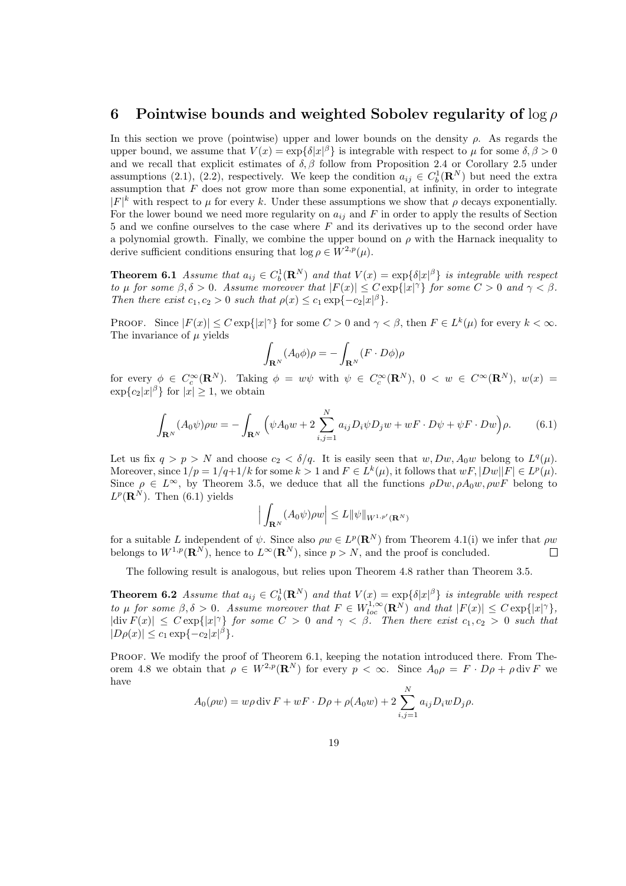## 6 Pointwise bounds and weighted Sobolev regularity of $\log \rho$

In this section we prove (pointwise) upper and lower bounds on the density $\rho$. As regards the upper bound, we assume that $V(x) = \exp\{\delta|x|^\beta\}$ is integrable with respect to $\mu$ for some $\delta, \beta > 0$ and we recall that explicit estimates of $\delta, \beta$ follow from Proposition 2.4 or Corollary 2.5 under assumptions (2.1), (2.2), respectively. We keep the condition $a_{ij} \in C_b^1(\mathbf{R}^N)$ but need the extra assumption that $F$ does not grow more than some exponential, at infinity, in order to integrate $|F|^k$ with respect to $\mu$ for every $k$. Under these assumptions we show that $\rho$ decays exponentially. For the lower bound we need more regularity on $a_{ij}$ and $F$ in order to apply the results of Section 5 and we confine ourselves to the case where $F$ and its derivatives up to the second order have a polynomial growth. Finally, we combine the upper bound on $\rho$ with the Harnack inequality to derive sufficient conditions ensuring that $\log \rho \in W^{2,p}(\mu)$.

**Theorem 6.1** *Assume that $a_{ij} \in C_b^1(\mathbf{R}^N)$ and that $V(x) = \exp\{\delta|x|^\beta\}$ is integrable with respect to $\mu$ for some $\beta, \delta > 0$. Assume moreover that $|F(x)| \le C\exp\{|x|^\gamma\}$ for some $C > 0$ and $\gamma < \beta$. Then there exist $c_1, c_2 > 0$ such that $\rho(x) \le c_1 \exp\{-c_2|x|^\beta\}$.*

Proof. Since $|F(x)| \le C\exp\{|x|^\gamma\}$ for some $C > 0$ and $\gamma < \beta$, then $F \in L^k(\mu)$ for every $k < \infty$. The invariance of $\mu$ yields

$$\int_{\mathbf{R}^N} (A_0\phi)\rho = -\int_{\mathbf{R}^N} (F \cdot D\phi)\rho$$

for every $\phi \in C_c^\infty(\mathbf{R}^N)$. Taking $\phi = w\psi$ with $\psi \in C_c^\infty(\mathbf{R}^N)$, $0 < w \in C^\infty(\mathbf{R}^N)$, $w(x) = \exp\{c_2|x|^\beta\}$ for $|x| \ge 1$, we obtain

$$\int_{\mathbf{R}^N} (A_0\psi)\rho w = -\int_{\mathbf{R}^N} \Big(\psi A_0 w + 2\sum_{i,j=1}^N a_{ij} D_i\psi D_j w + wF \cdot D\psi + \psi F \cdot Dw\Big)\rho. \tag{6.1}$$

Let us fix $q > p > N$ and choose $c_2 < \delta/q$. It is easily seen that $w, Dw, A_0 w$ belong to $L^q(\mu)$. Moreover, since $1/p = 1/q + 1/k$ for some $k > 1$ and $F \in L^k(\mu)$, it follows that $wF, |Dw||F| \in L^p(\mu)$. Since $\rho \in L^\infty$, by Theorem 3.5, we deduce that all the functions $\rho Dw, \rho A_0 w, \rho w F$ belong to $L^p(\mathbf{R}^N)$. Then (6.1) yields

$$\Big|\int_{\mathbf{R}^N} (A_0\psi)\rho w\Big| \le L\|\psi\|_{W^{1,p'}(\mathbf{R}^N)}$$

for a suitable $L$ independent of $\psi$. Since also $\rho w \in L^p(\mathbf{R}^N)$ from Theorem 4.1(i) we infer that $\rho w$ belongs to $W^{1,p}(\mathbf{R}^N)$, hence to $L^\infty(\mathbf{R}^N)$, since $p > N$, and the proof is concluded. □

The following result is analogous, but relies upon Theorem 4.8 rather than Theorem 3.5.

**Theorem 6.2** *Assume that $a_{ij} \in C_b^1(\mathbf{R}^N)$ and that $V(x) = \exp\{\delta|x|^\beta\}$ is integrable with respect to $\mu$ for some $\beta, \delta > 0$. Assume moreover that $F \in W_{loc}^{1,\infty}(\mathbf{R}^N)$ and that $|F(x)| \le C\exp\{|x|^\gamma\}$, $|\mathrm{div}\, F(x)| \le C\exp\{|x|^\gamma\}$ for some $C > 0$ and $\gamma < \beta$. Then there exist $c_1, c_2 > 0$ such that $|D\rho(x)| \le c_1\exp\{-c_2|x|^\beta\}$.*

Proof. We modify the proof of Theorem 6.1, keeping the notation introduced there. From Theorem 4.8 we obtain that $\rho \in W^{2,p}(\mathbf{R}^N)$ for every $p < \infty$. Since $A_0\rho = F \cdot D\rho + \rho\,\mathrm{div}\, F$ we have

$$A_0(\rho w) = w\rho\,\mathrm{div}\, F + wF \cdot D\rho + \rho(A_0 w) + 2\sum_{i,j=1}^N a_{ij} D_i w D_j \rho.$$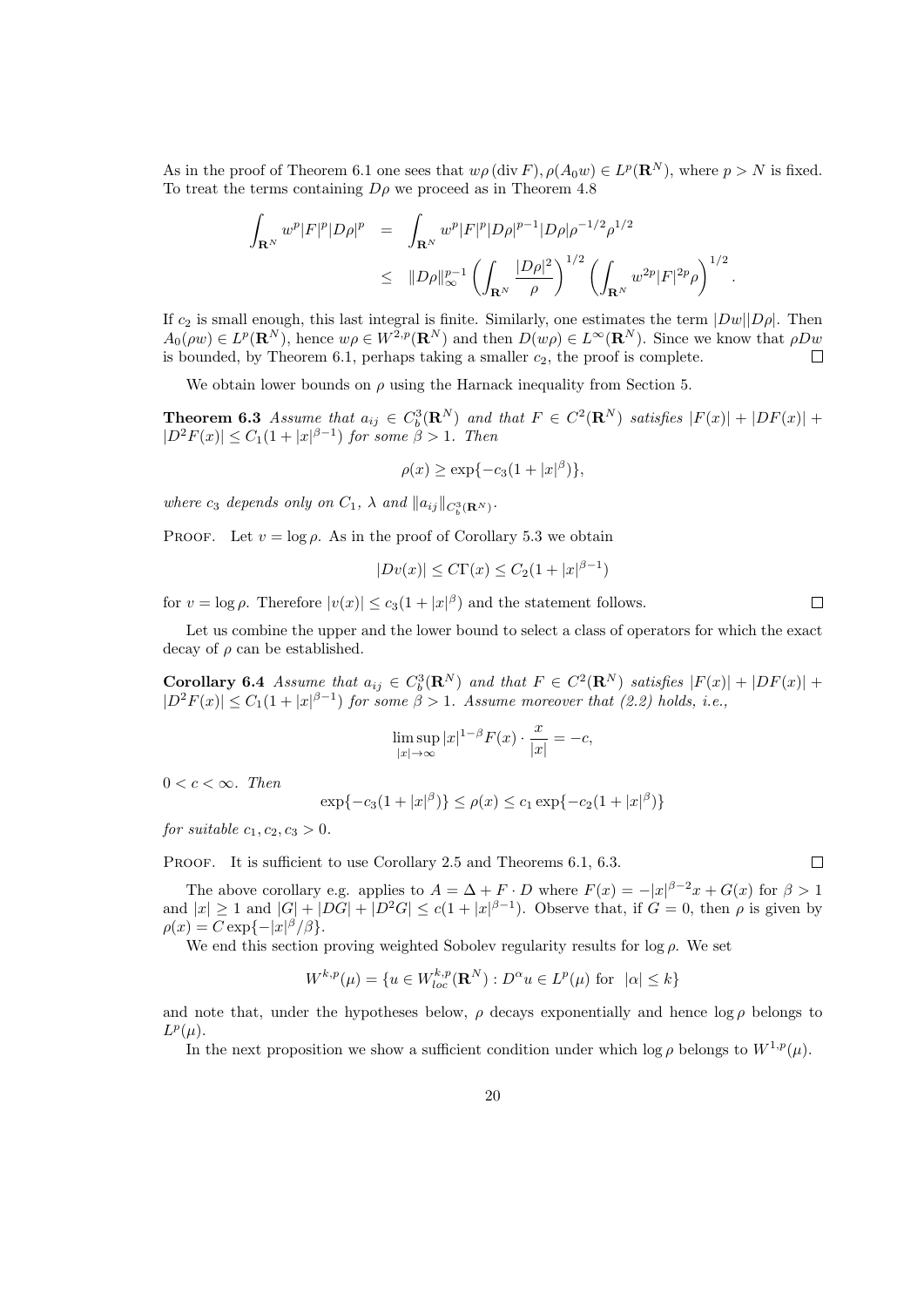As in the proof of Theorem 6.1 one sees that $w\rho\,(\mathrm{div}\,F), \rho(A_0 w) \in L^p(\mathbf{R}^N)$, where $p > N$ is fixed. To treat the terms containing $D\rho$ we proceed as in Theorem 4.8

$$
\begin{aligned}
\int_{\mathbf{R}^N} w^p |F|^p |D\rho|^p &= \int_{\mathbf{R}^N} w^p |F|^p |D\rho|^{p-1} |D\rho| \rho^{-1/2} \rho^{1/2} \\
&\leq \|D\rho\|_\infty^{p-1} \left( \int_{\mathbf{R}^N} \frac{|D\rho|^2}{\rho} \right)^{1/2} \left( \int_{\mathbf{R}^N} w^{2p} |F|^{2p} \rho \right)^{1/2}.
\end{aligned}
$$

If $c_2$ is small enough, this last integral is finite. Similarly, one estimates the term $|Dw||D\rho|$. Then $A_0(\rho w) \in L^p(\mathbf{R}^N)$, hence $w\rho \in W^{2,p}(\mathbf{R}^N)$ and then $D(w\rho) \in L^\infty(\mathbf{R}^N)$. Since we know that $\rho Dw$ is bounded, by Theorem 6.1, perhaps taking a smaller $c_2$, the proof is complete. □

We obtain lower bounds on $\rho$ using the Harnack inequality from Section 5.

**Theorem 6.3** *Assume that $a_{ij} \in C_b^3(\mathbf{R}^N)$ and that $F \in C^2(\mathbf{R}^N)$ satisfies $|F(x)| + |DF(x)| + |D^2 F(x)| \leq C_1(1 + |x|^{\beta-1})$ for some $\beta > 1$. Then*

$$
\rho(x) \geq \exp\{-c_3(1 + |x|^\beta)\},
$$

*where $c_3$ depends only on $C_1$, $\lambda$ and $\|a_{ij}\|_{C_b^3(\mathbf{R}^N)}$.*

Proof. Let $v = \log \rho$. As in the proof of Corollary 5.3 we obtain

$$
|Dv(x)| \leq C\Gamma(x) \leq C_2(1 + |x|^{\beta-1})
$$

for $v = \log \rho$. Therefore $|v(x)| \leq c_3(1 + |x|^\beta)$ and the statement follows. □

Let us combine the upper and the lower bound to select a class of operators for which the exact decay of $\rho$ can be established.

**Corollary 6.4** *Assume that $a_{ij} \in C_b^3(\mathbf{R}^N)$ and that $F \in C^2(\mathbf{R}^N)$ satisfies $|F(x)| + |DF(x)| + |D^2 F(x)| \leq C_1(1 + |x|^{\beta-1})$ for some $\beta > 1$. Assume moreover that (2.2) holds, i.e.,*

$$
\limsup_{|x| \to \infty} |x|^{1-\beta} F(x) \cdot \frac{x}{|x|} = -c,
$$

*$0 < c < \infty$. Then*

$$
\exp\{-c_3(1 + |x|^\beta)\} \leq \rho(x) \leq c_1 \exp\{-c_2(1 + |x|^\beta)\}
$$

*for suitable $c_1, c_2, c_3 > 0$.*

Proof. It is sufficient to use Corollary 2.5 and Theorems 6.1, 6.3. □

The above corollary e.g. applies to $A = \Delta + F \cdot D$ where $F(x) = -|x|^{\beta-2}x + G(x)$ for $\beta > 1$ and $|x| \geq 1$ and $|G| + |DG| + |D^2 G| \leq c(1 + |x|^{\beta-1})$. Observe that, if $G = 0$, then $\rho$ is given by $\rho(x) = C\exp\{-|x|^\beta/\beta\}$.

We end this section proving weighted Sobolev regularity results for $\log \rho$. We set

$$
W^{k,p}(\mu) = \{u \in W^{k,p}_{loc}(\mathbf{R}^N) : D^\alpha u \in L^p(\mu) \text{ for } |\alpha| \leq k\}
$$

and note that, under the hypotheses below, $\rho$ decays exponentially and hence $\log \rho$ belongs to $L^p(\mu)$.

In the next proposition we show a sufficient condition under which $\log \rho$ belongs to $W^{1,p}(\mu)$.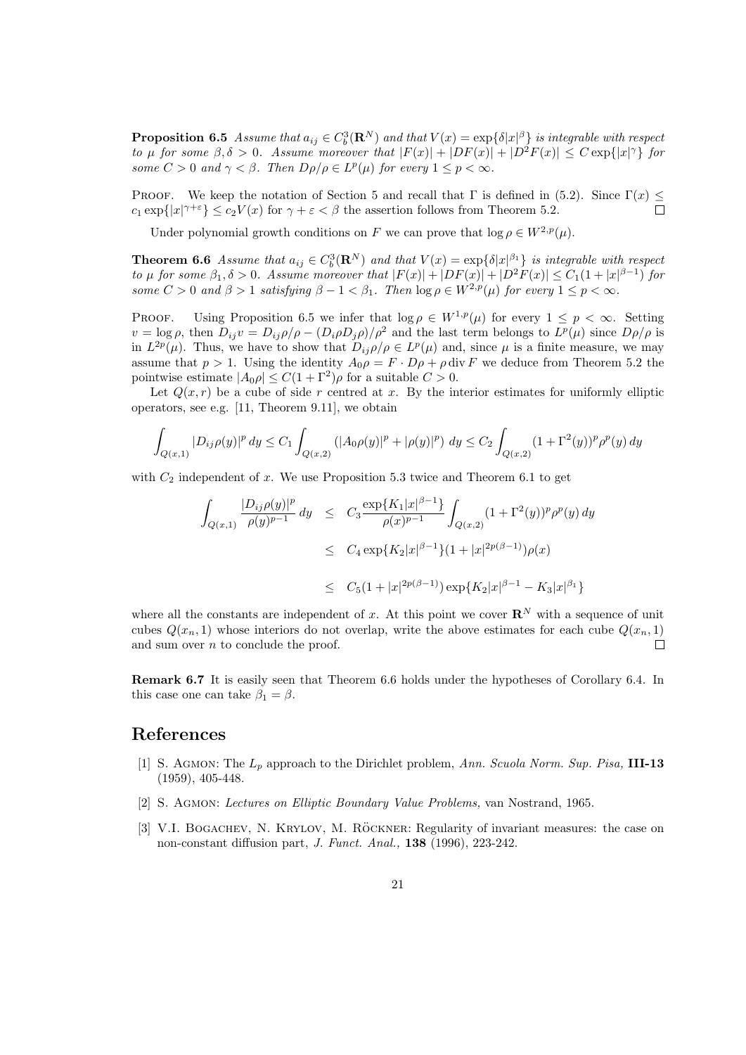**Proposition 6.5** *Assume that $a_{ij} \in C_b^3(\mathbf{R}^N)$ and that $V(x) = \exp\{\delta|x|^\beta\}$ is integrable with respect to $\mu$ for some $\beta, \delta > 0$. Assume moreover that $|F(x)| + |DF(x)| + |D^2F(x)| \le C\exp\{|x|^\gamma\}$ for some $C > 0$ and $\gamma < \beta$. Then $D\rho/\rho \in L^p(\mu)$ for every $1 \le p < \infty$.*

Proof. We keep the notation of Section 5 and recall that $\Gamma$ is defined in (5.2). Since $\Gamma(x) \le c_1\exp\{|x|^{\gamma+\varepsilon}\} \le c_2V(x)$ for $\gamma + \varepsilon < \beta$ the assertion follows from Theorem 5.2. $\square$

Under polynomial growth conditions on $F$ we can prove that $\log\rho \in W^{2,p}(\mu)$.

**Theorem 6.6** *Assume that $a_{ij} \in C_b^3(\mathbf{R}^N)$ and that $V(x) = \exp\{\delta|x|^{\beta_1}\}$ is integrable with respect to $\mu$ for some $\beta_1, \delta > 0$. Assume moreover that $|F(x)| + |DF(x)| + |D^2F(x)| \le C_1(1 + |x|^{\beta-1})$ for some $C > 0$ and $\beta > 1$ satisfying $\beta - 1 < \beta_1$. Then $\log\rho \in W^{2,p}(\mu)$ for every $1 \le p < \infty$.*

Proof. Using Proposition 6.5 we infer that $\log\rho \in W^{1,p}(\mu)$ for every $1 \le p < \infty$. Setting $v = \log\rho$, then $D_{ij}v = D_{ij}\rho/\rho - (D_i\rho D_j\rho)/\rho^2$ and the last term belongs to $L^p(\mu)$ since $D\rho/\rho$ is in $L^{2p}(\mu)$. Thus, we have to show that $D_{ij}\rho/\rho \in L^p(\mu)$ and, since $\mu$ is a finite measure, we may assume that $p > 1$. Using the identity $A_0\rho = F \cdot D\rho + \rho \operatorname{div} F$ we deduce from Theorem 5.2 the pointwise estimate $|A_0\rho| \le C(1 + \Gamma^2)\rho$ for a suitable $C > 0$.

Let $Q(x, r)$ be a cube of side $r$ centred at $x$. By the interior estimates for uniformly elliptic operators, see e.g. [11, Theorem 9.11], we obtain

$$\int_{Q(x,1)} |D_{ij}\rho(y)|^p\, dy \le C_1 \int_{Q(x,2)} \left(|A_0\rho(y)|^p + |\rho(y)|^p\right)\, dy \le C_2 \int_{Q(x,2)} (1 + \Gamma^2(y))^p \rho^p(y)\, dy$$

with $C_2$ independent of $x$. We use Proposition 5.3 twice and Theorem 6.1 to get

$$\begin{aligned}
\int_{Q(x,1)} \frac{|D_{ij}\rho(y)|^p}{\rho(y)^{p-1}}\, dy &\le C_3 \frac{\exp\{K_1|x|^{\beta-1}\}}{\rho(x)^{p-1}} \int_{Q(x,2)} (1 + \Gamma^2(y))^p \rho^p(y)\, dy \\
&\le C_4 \exp\{K_2|x|^{\beta-1}\}(1 + |x|^{2p(\beta-1)})\rho(x) \\
&\le C_5(1 + |x|^{2p(\beta-1)}) \exp\{K_2|x|^{\beta-1} - K_3|x|^{\beta_1}\}
\end{aligned}$$

where all the constants are independent of $x$. At this point we cover $\mathbf{R}^N$ with a sequence of unit cubes $Q(x_n, 1)$ whose interiors do not overlap, write the above estimates for each cube $Q(x_n, 1)$ and sum over $n$ to conclude the proof. $\square$

**Remark 6.7** It is easily seen that Theorem 6.6 holds under the hypotheses of Corollary 6.4. In this case one can take $\beta_1 = \beta$.

# References

[1] S. Agmon: The $L_p$ approach to the Dirichlet problem, *Ann. Scuola Norm. Sup. Pisa,* **III-13** (1959), 405-448.

[2] S. Agmon: *Lectures on Elliptic Boundary Value Problems,* van Nostrand, 1965.

[3] V.I. Bogachev, N. Krylov, M. Röckner: Regularity of invariant measures: the case on non-constant diffusion part, *J. Funct. Anal.,* **138** (1996), 223-242.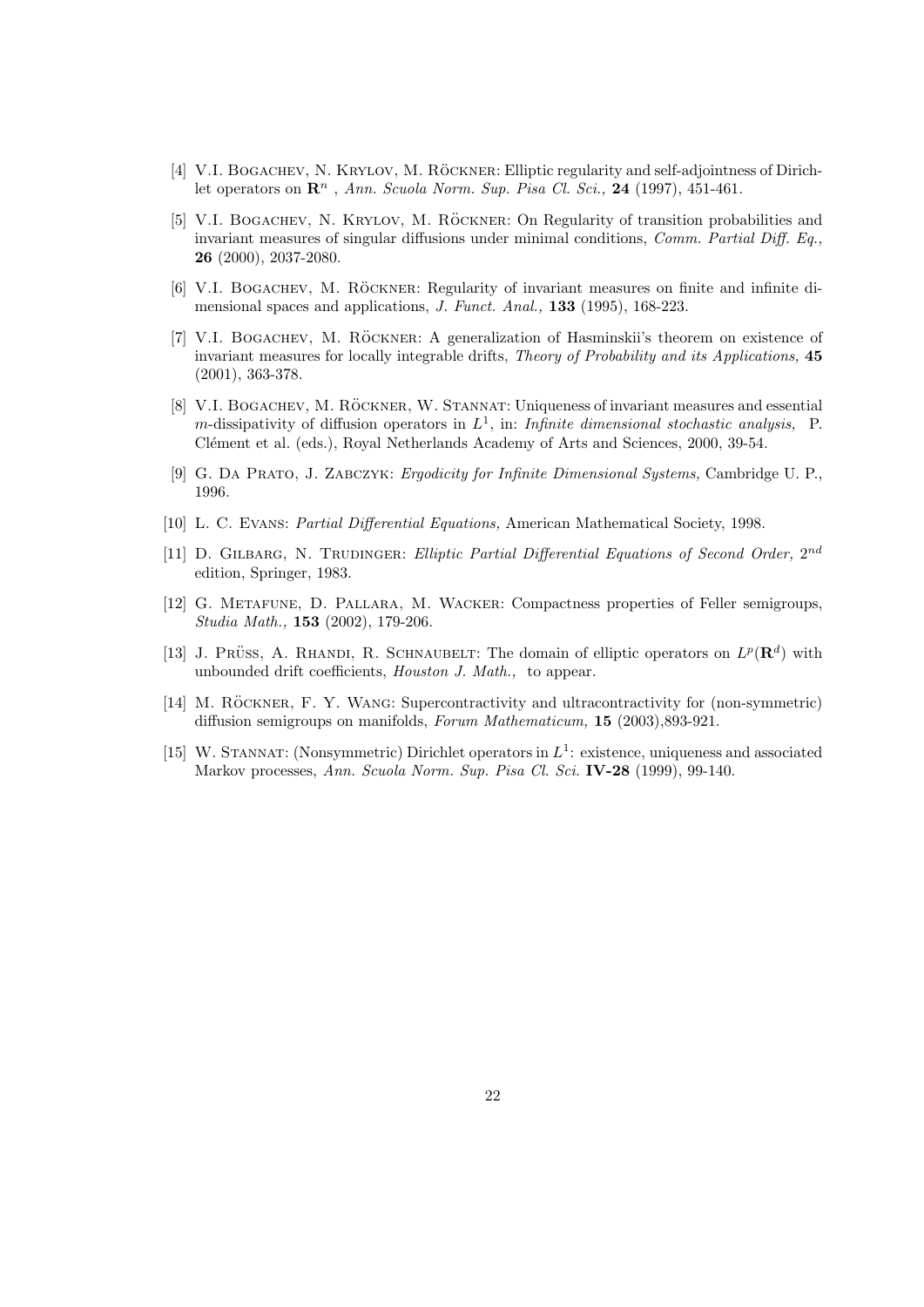[4] V.I. Bogachev, N. Krylov, M. Röckner: Elliptic regularity and self-adjointness of Dirichlet operators on $\mathbf{R}^n$ , *Ann. Scuola Norm. Sup. Pisa Cl. Sci.,* **24** (1997), 451-461.

[5] V.I. Bogachev, N. Krylov, M. Röckner: On Regularity of transition probabilities and invariant measures of singular diffusions under minimal conditions, *Comm. Partial Diff. Eq.,* **26** (2000), 2037-2080.

[6] V.I. Bogachev, M. Röckner: Regularity of invariant measures on finite and infinite dimensional spaces and applications, *J. Funct. Anal.,* **133** (1995), 168-223.

[7] V.I. Bogachev, M. Röckner: A generalization of Hasminskii's theorem on existence of invariant measures for locally integrable drifts, *Theory of Probability and its Applications,* **45** (2001), 363-378.

[8] V.I. Bogachev, M. Röckner, W. Stannat: Uniqueness of invariant measures and essential $m$-dissipativity of diffusion operators in $L^1$, in: *Infinite dimensional stochastic analysis,* P. Clément et al. (eds.), Royal Netherlands Academy of Arts and Sciences, 2000, 39-54.

[9] G. Da Prato, J. Zabczyk: *Ergodicity for Infinite Dimensional Systems,* Cambridge U. P., 1996.

[10] L. C. Evans: *Partial Differential Equations,* American Mathematical Society, 1998.

[11] D. Gilbarg, N. Trudinger: *Elliptic Partial Differential Equations of Second Order,* $2^{nd}$ edition, Springer, 1983.

[12] G. Metafune, D. Pallara, M. Wacker: Compactness properties of Feller semigroups, *Studia Math.,* **153** (2002), 179-206.

[13] J. Prüss, A. Rhandi, R. Schnaubelt: The domain of elliptic operators on $L^p(\mathbf{R}^d)$ with unbounded drift coefficients, *Houston J. Math.,* to appear.

[14] M. Röckner, F. Y. Wang: Supercontractivity and ultracontractivity for (non-symmetric) diffusion semigroups on manifolds, *Forum Mathematicum,* **15** (2003),893-921.

[15] W. Stannat: (Nonsymmetric) Dirichlet operators in $L^1$: existence, uniqueness and associated Markov processes, *Ann. Scuola Norm. Sup. Pisa Cl. Sci.* **IV-28** (1999), 99-140.